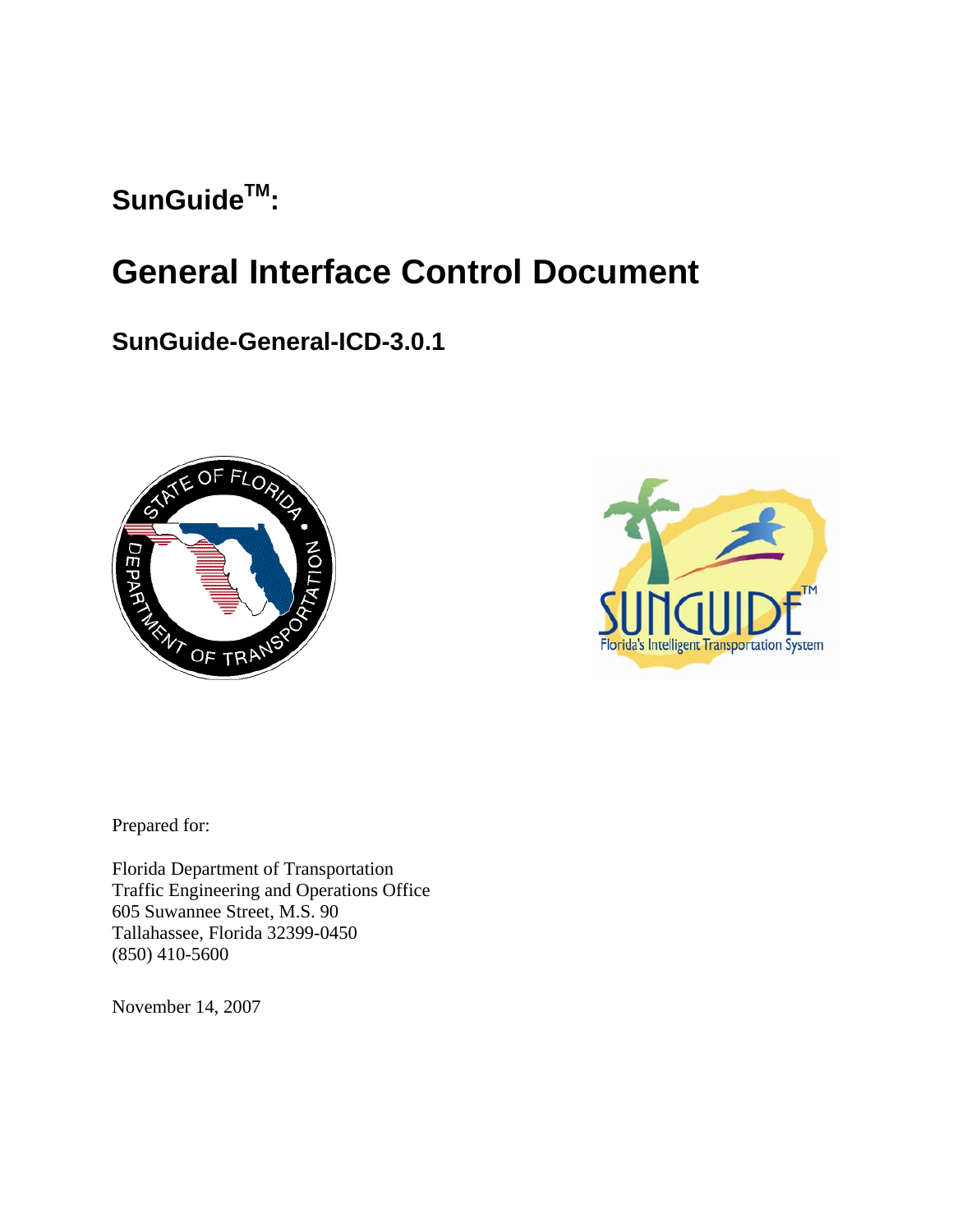# SunGuide$^{TM}$:

# General Interface Control Document

## SunGuide-General-ICD-3.0.1

Prepared for:

Florida Department of Transportation
Traffic Engineering and Operations Office
605 Suwannee Street, M.S. 90
Tallahassee, Florida 32399-0450
(850) 410-5600

November 14, 2007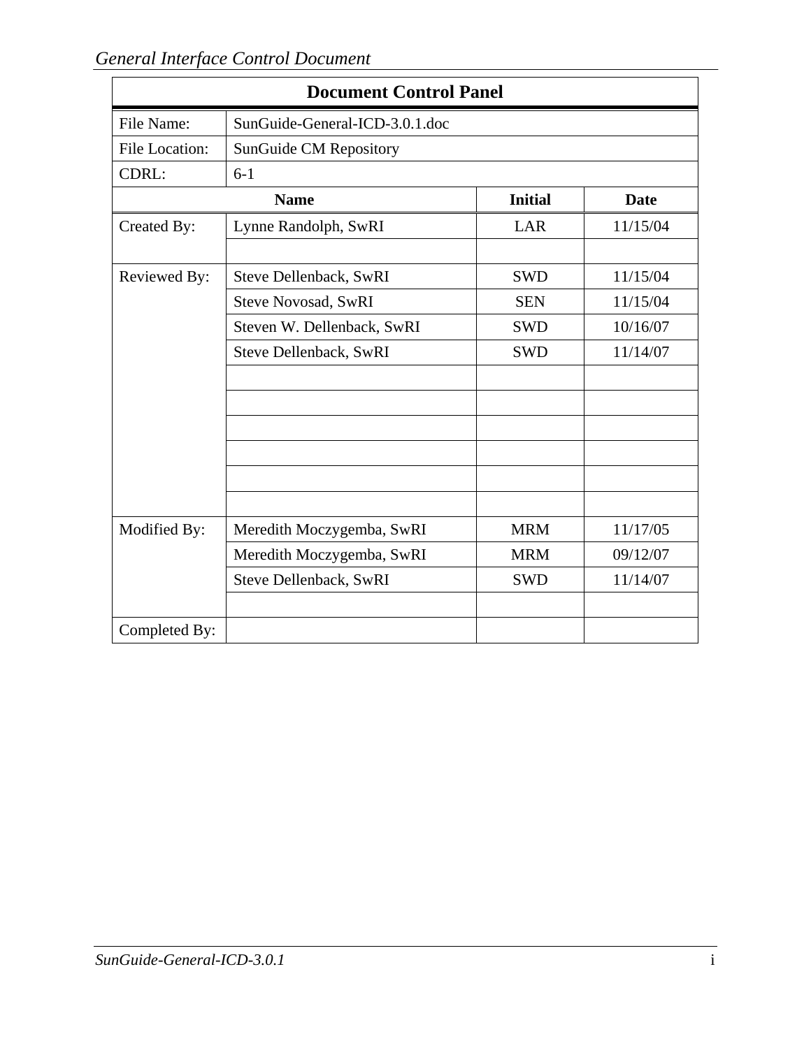| Document Control Panel | | | |
|---|---|---|---|
| File Name: | SunGuide-General-ICD-3.0.1.doc | | |
| File Location: | SunGuide CM Repository | | |
| CDRL: | 6-1 | | |
| | **Name** | **Initial** | **Date** |
| Created By: | Lynne Randolph, SwRI | LAR | 11/15/04 |
| | | | |
| Reviewed By: | Steve Dellenback, SwRI | SWD | 11/15/04 |
| | Steve Novosad, SwRI | SEN | 11/15/04 |
| | Steven W. Dellenback, SwRI | SWD | 10/16/07 |
| | Steve Dellenback, SwRI | SWD | 11/14/07 |
| | | | |
| | | | |
| | | | |
| | | | |
| | | | |
| | | | |
| Modified By: | Meredith Moczygemba, SwRI | MRM | 11/17/05 |
| | Meredith Moczygemba, SwRI | MRM | 09/12/07 |
| | Steve Dellenback, SwRI | SWD | 11/14/07 |
| | | | |
| Completed By: | | | |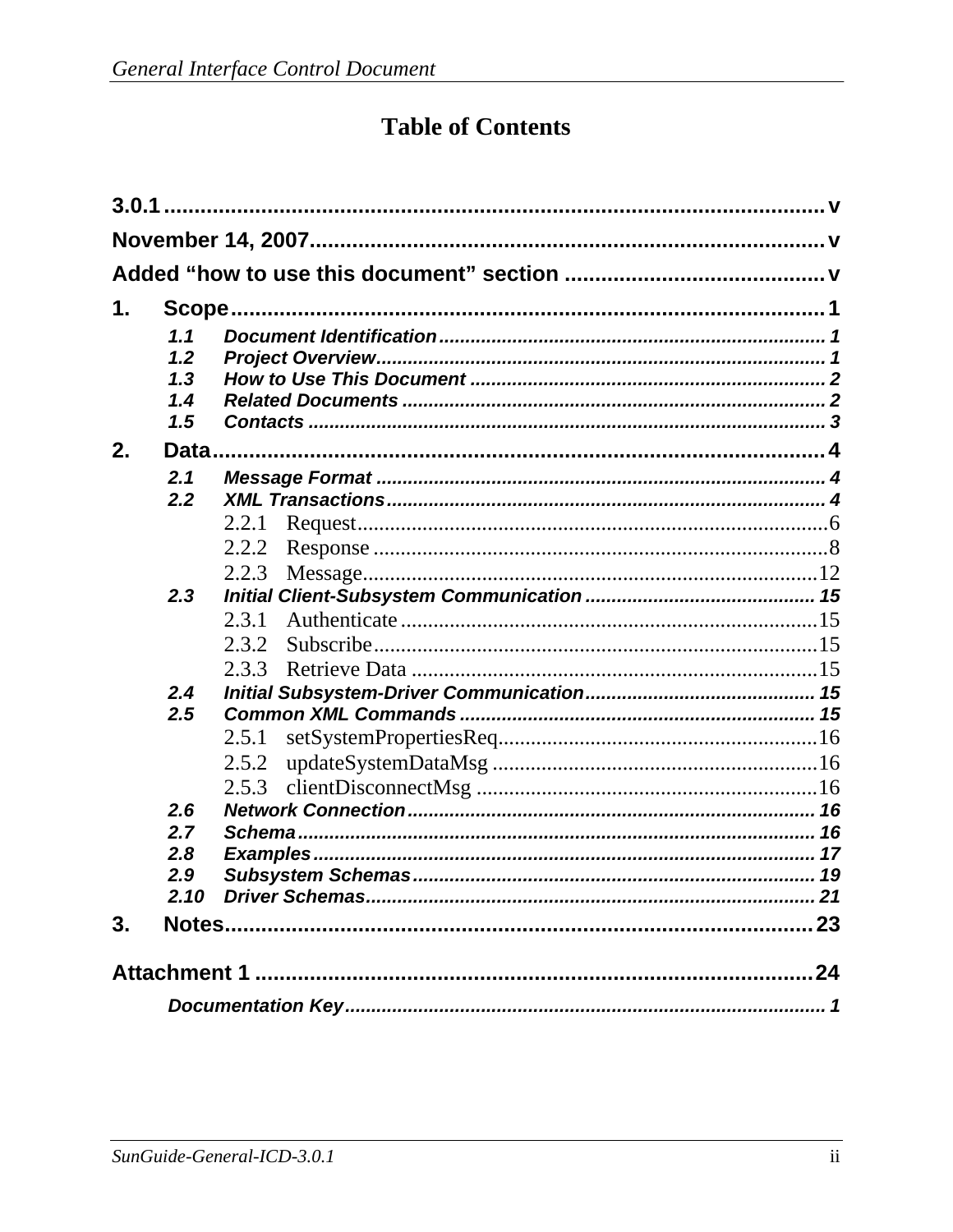# Table of Contents

**3.0.1** ..... v

**November 14, 2007** ..... v

**Added "how to use this document" section** ..... v

**1. Scope** ..... 1

- *1.1 Document Identification* ..... 1
- *1.2 Project Overview* ..... 1
- *1.3 How to Use This Document* ..... 2
- *1.4 Related Documents* ..... 2
- *1.5 Contacts* ..... 3

**2. Data** ..... 4

- *2.1 Message Format* ..... 4
- *2.2 XML Transactions* ..... 4
  - 2.2.1 Request ..... 6
  - 2.2.2 Response ..... 8
  - 2.2.3 Message ..... 12
- *2.3 Initial Client-Subsystem Communication* ..... 15
  - 2.3.1 Authenticate ..... 15
  - 2.3.2 Subscribe ..... 15
  - 2.3.3 Retrieve Data ..... 15
- *2.4 Initial Subsystem-Driver Communication* ..... 15
- *2.5 Common XML Commands* ..... 15
  - 2.5.1 setSystemPropertiesReq ..... 16
  - 2.5.2 updateSystemDataMsg ..... 16
  - 2.5.3 clientDisconnectMsg ..... 16
- *2.6 Network Connection* ..... 16
- *2.7 Schema* ..... 16
- *2.8 Examples* ..... 17
- *2.9 Subsystem Schemas* ..... 19
- *2.10 Driver Schemas* ..... 21

**3. Notes** ..... 23

**Attachment 1** ..... 24

- *Documentation Key* ..... 1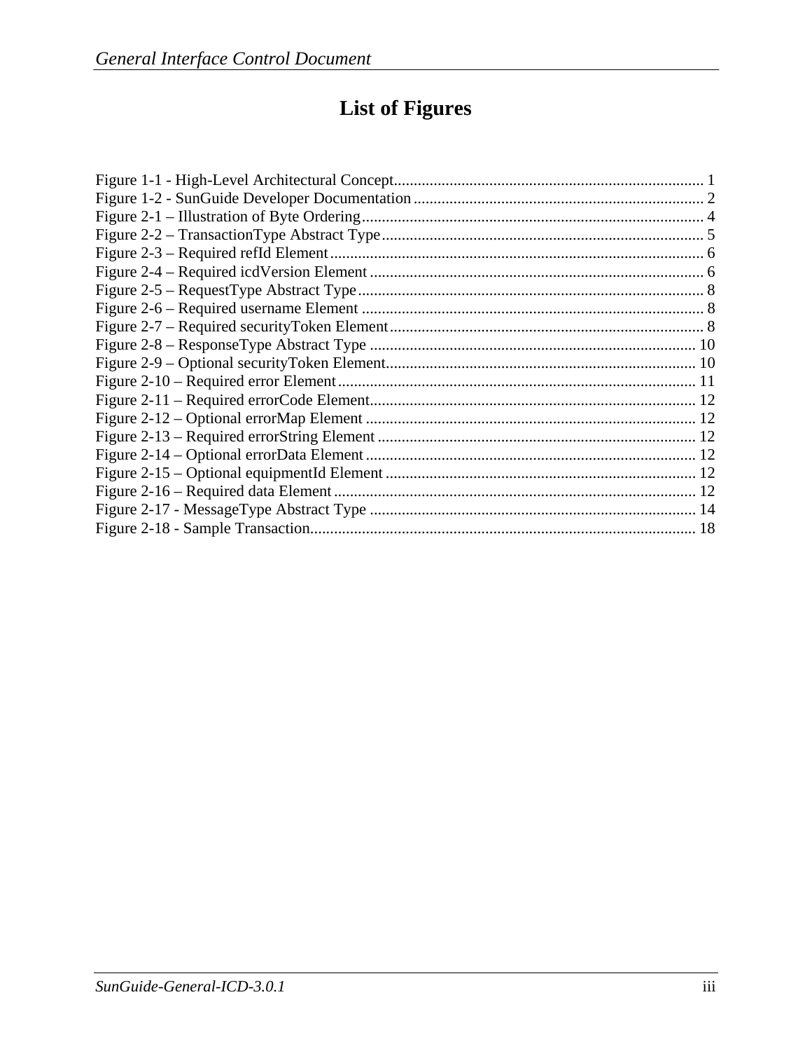# List of Figures

Figure 1-1 - High-Level Architectural Concept............................................................................. 1
Figure 1-2 - SunGuide Developer Documentation ........................................................................ 2
Figure 2-1 – Illustration of Byte Ordering..................................................................................... 4
Figure 2-2 – TransactionType Abstract Type................................................................................ 5
Figure 2-3 – Required refId Element............................................................................................. 6
Figure 2-4 – Required icdVersion Element ................................................................................... 6
Figure 2-5 – RequestType Abstract Type...................................................................................... 8
Figure 2-6 – Required username Element ..................................................................................... 8
Figure 2-7 – Required securityToken Element.............................................................................. 8
Figure 2-8 – ResponseType Abstract Type ................................................................................. 10
Figure 2-9 – Optional securityToken Element............................................................................. 10
Figure 2-10 – Required error Element......................................................................................... 11
Figure 2-11 – Required errorCode Element................................................................................. 12
Figure 2-12 – Optional errorMap Element .................................................................................. 12
Figure 2-13 – Required errorString Element ............................................................................... 12
Figure 2-14 – Optional errorData Element .................................................................................. 12
Figure 2-15 – Optional equipmentId Element ............................................................................. 12
Figure 2-16 – Required data Element .......................................................................................... 12
Figure 2-17 - MessageType Abstract Type ................................................................................. 14
Figure 2-18 - Sample Transaction................................................................................................ 18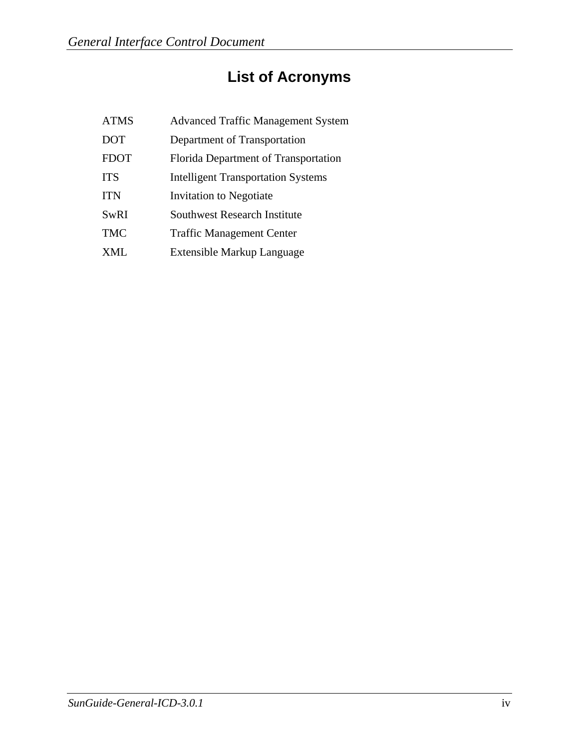# List of Acronyms

| | |
|---|---|
| ATMS | Advanced Traffic Management System |
| DOT | Department of Transportation |
| FDOT | Florida Department of Transportation |
| ITS | Intelligent Transportation Systems |
| ITN | Invitation to Negotiate |
| SwRI | Southwest Research Institute |
| TMC | Traffic Management Center |
| XML | Extensible Markup Language |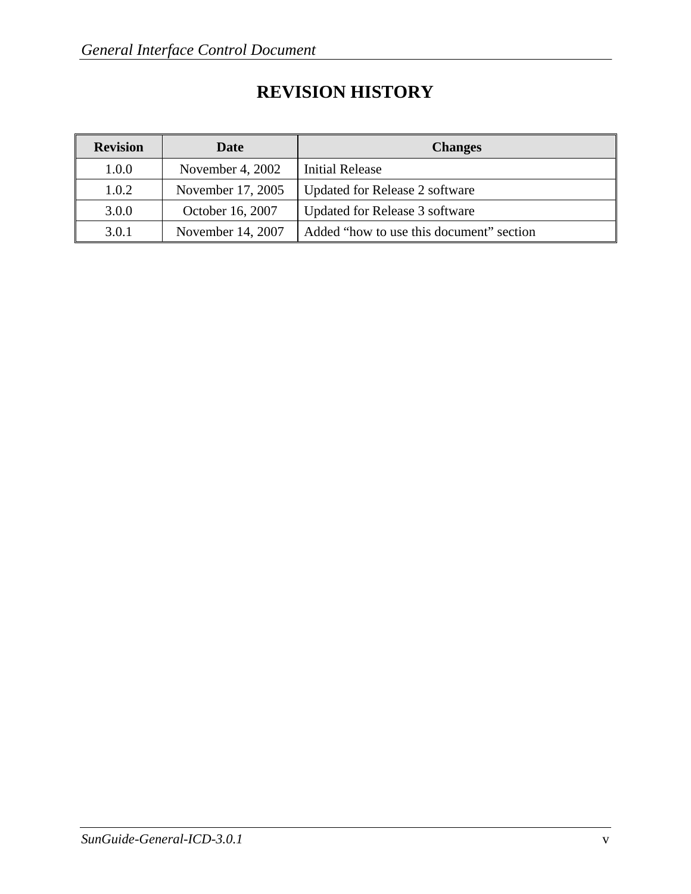# REVISION HISTORY

| Revision | Date | Changes |
|---|---|---|
| 1.0.0 | November 4, 2002 | Initial Release |
| 1.0.2 | November 17, 2005 | Updated for Release 2 software |
| 3.0.0 | October 16, 2007 | Updated for Release 3 software |
| 3.0.1 | November 14, 2007 | Added “how to use this document” section |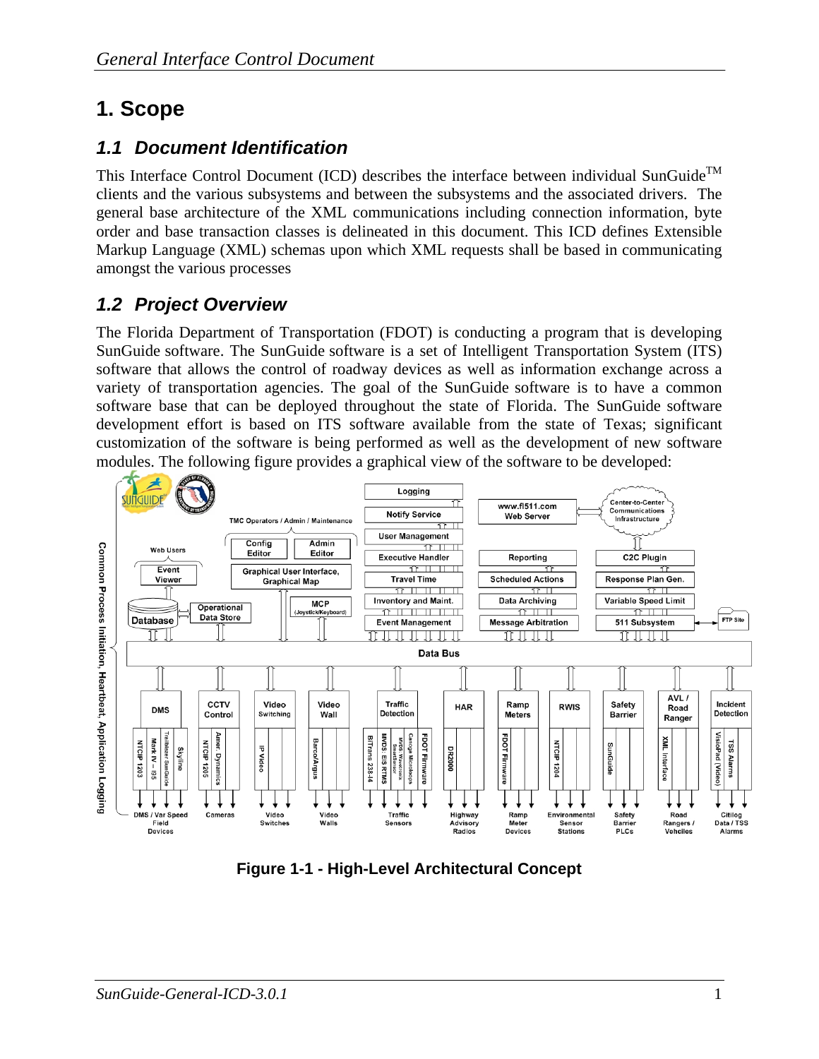# 1. Scope

## *1.1 Document Identification*

This Interface Control Document (ICD) describes the interface between individual SunGuide™ clients and the various subsystems and between the subsystems and the associated drivers. The general base architecture of the XML communications including connection information, byte order and base transaction classes is delineated in this document. This ICD defines Extensible Markup Language (XML) schemas upon which XML requests shall be based in communicating amongst the various processes

## *1.2 Project Overview*

The Florida Department of Transportation (FDOT) is conducting a program that is developing SunGuide software. The SunGuide software is a set of Intelligent Transportation System (ITS) software that allows the control of roadway devices as well as information exchange across a variety of transportation agencies. The goal of the SunGuide software is to have a common software base that can be deployed throughout the state of Florida. The SunGuide software development effort is based on ITS software available from the state of Texas; significant customization of the software is being performed as well as the development of new software modules. The following figure provides a graphical view of the software to be developed:

Common Process Initiation, Heartbeat, Application Logging

TMC Operators / Admin / Maintenance

Web Users

Config Editor

Admin Editor

Event Viewer

Graphical User Interface, Graphical Map

Database

Operational Data Store

MCP (Joystick/Keyboard)

Logging

Notify Service

User Management

Executive Handler

Travel Time

Inventory and Maint.

Event Management

www.fl511.com Web Server

Reporting

Scheduled Actions

Data Archiving

Message Arbitration

Center-to-Center Communications Infrastructure

C2C Plugin

Response Plan Gen.

Variable Speed Limit

511 Subsystem

FTP Site

Data Bus

DMS: NTCIP 1203, Mark IV – I95, Trailblazer SunGuide, Skyline — DMS / Var Speed Field Devices

CCTV Control: NTCIP 1205, Amer. Dynamics — Cameras

Video Switching: IP Video — Video Switches

Video Wall: Barco/Argus — Video Walls

Traffic Detection: BiTrans 238-I4, MVDS: EIS RTMS, MVDS: Wavetronix SmartSensor, Canoga Microloops, FDOT Firmware — Traffic Sensors

HAR: DR2000 — Highway Advisory Radios

Ramp Meters: FDOT Firmware — Ramp Meter Devices

RWIS: NTCIP 1204 — Environmental Sensor Stations

Safety Barrier: SunGuide — Safety Barrier PLCs

AVL / Road Ranger: XML Interface — Road Rangers / Vehicles

Incident Detection: VisioPad (Video), TSS Alarms — Citilog Data / TSS Alarms

**Figure 1-1 - High-Level Architectural Concept**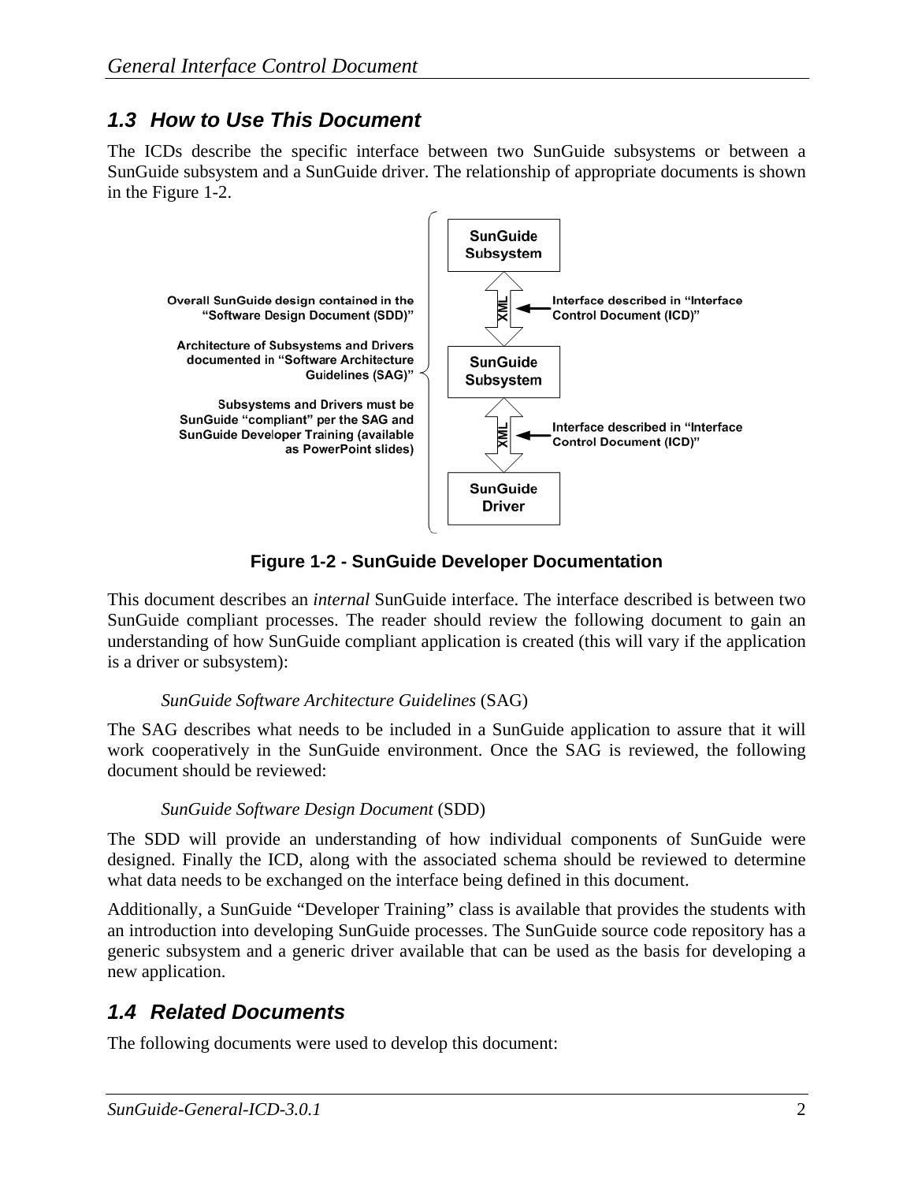## 1.3 How to Use This Document

The ICDs describe the specific interface between two SunGuide subsystems or between a SunGuide subsystem and a SunGuide driver. The relationship of appropriate documents is shown in the Figure 1-2.

Overall SunGuide design contained in the "Software Design Document (SDD)"

Architecture of Subsystems and Drivers documented in "Software Architecture Guidelines (SAG)"

Subsystems and Drivers must be SunGuide "compliant" per the SAG and SunGuide Developer Training (available as PowerPoint slides)

SunGuide Subsystem

XML — Interface described in "Interface Control Document (ICD)"

SunGuide Subsystem

XML — Interface described in "Interface Control Document (ICD)"

SunGuide Driver

**Figure 1-2 - SunGuide Developer Documentation**

This document describes an *internal* SunGuide interface. The interface described is between two SunGuide compliant processes. The reader should review the following document to gain an understanding of how SunGuide compliant application is created (this will vary if the application is a driver or subsystem):

*SunGuide Software Architecture Guidelines* (SAG)

The SAG describes what needs to be included in a SunGuide application to assure that it will work cooperatively in the SunGuide environment. Once the SAG is reviewed, the following document should be reviewed:

*SunGuide Software Design Document* (SDD)

The SDD will provide an understanding of how individual components of SunGuide were designed. Finally the ICD, along with the associated schema should be reviewed to determine what data needs to be exchanged on the interface being defined in this document.

Additionally, a SunGuide "Developer Training" class is available that provides the students with an introduction into developing SunGuide processes. The SunGuide source code repository has a generic subsystem and a generic driver available that can be used as the basis for developing a new application.

## 1.4 Related Documents

The following documents were used to develop this document: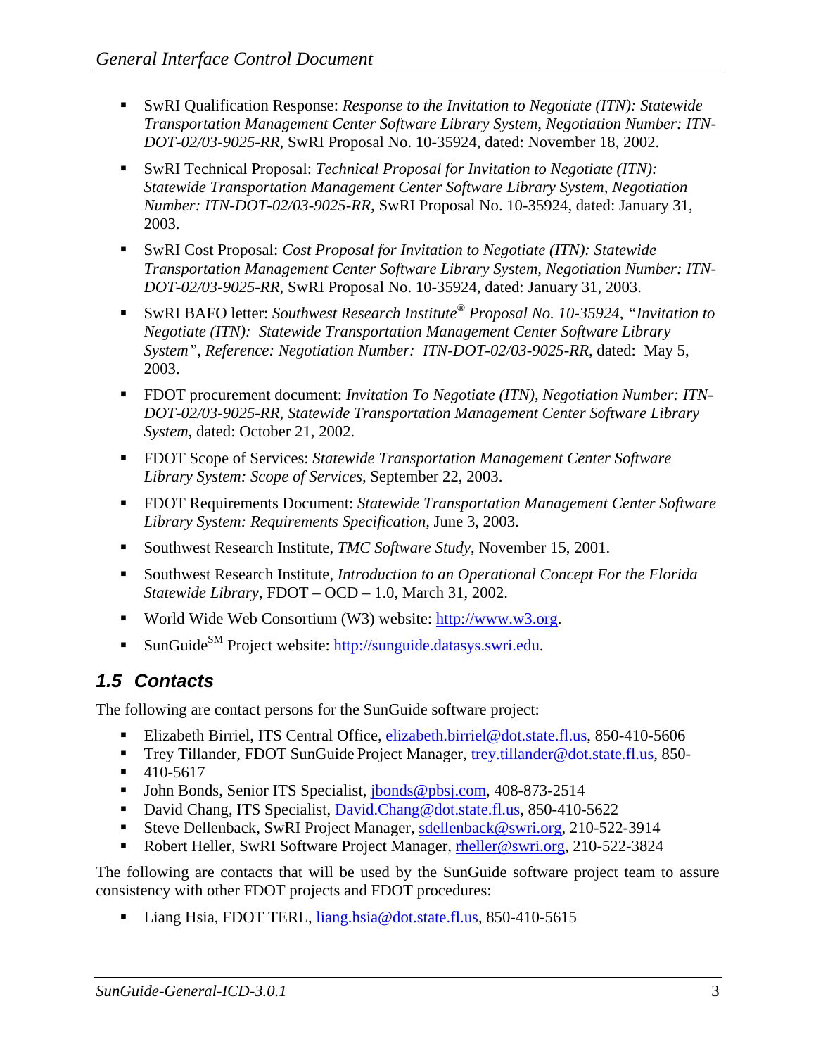- SwRI Qualification Response: *Response to the Invitation to Negotiate (ITN): Statewide Transportation Management Center Software Library System, Negotiation Number: ITN-DOT-02/03-9025-RR*, SwRI Proposal No. 10-35924, dated: November 18, 2002.

- SwRI Technical Proposal: *Technical Proposal for Invitation to Negotiate (ITN): Statewide Transportation Management Center Software Library System, Negotiation Number: ITN-DOT-02/03-9025-RR*, SwRI Proposal No. 10-35924, dated: January 31, 2003.

- SwRI Cost Proposal: *Cost Proposal for Invitation to Negotiate (ITN): Statewide Transportation Management Center Software Library System, Negotiation Number: ITN-DOT-02/03-9025-RR*, SwRI Proposal No. 10-35924, dated: January 31, 2003.

- SwRI BAFO letter: *Southwest Research Institute® Proposal No. 10-35924, "Invitation to Negotiate (ITN): Statewide Transportation Management Center Software Library System", Reference: Negotiation Number: ITN-DOT-02/03-9025-RR*, dated: May 5, 2003.

- FDOT procurement document: *Invitation To Negotiate (ITN), Negotiation Number: ITN-DOT-02/03-9025-RR, Statewide Transportation Management Center Software Library System*, dated: October 21, 2002.

- FDOT Scope of Services: *Statewide Transportation Management Center Software Library System: Scope of Services*, September 22, 2003.

- FDOT Requirements Document: *Statewide Transportation Management Center Software Library System: Requirements Specification*, June 3, 2003.

- Southwest Research Institute, *TMC Software Study*, November 15, 2001.

- Southwest Research Institute, *Introduction to an Operational Concept For the Florida Statewide Library*, FDOT – OCD – 1.0, March 31, 2002.

- World Wide Web Consortium (W3) website: http://www.w3.org.

- SunGuide℠ Project website: http://sunguide.datasys.swri.edu.

## 1.5 Contacts

The following are contact persons for the SunGuide software project:

- Elizabeth Birriel, ITS Central Office, elizabeth.birriel@dot.state.fl.us, 850-410-5606
- Trey Tillander, FDOT SunGuide Project Manager, trey.tillander@dot.state.fl.us, 850-
- 410-5617
- John Bonds, Senior ITS Specialist, jbonds@pbsj.com, 408-873-2514
- David Chang, ITS Specialist, David.Chang@dot.state.fl.us, 850-410-5622
- Steve Dellenback, SwRI Project Manager, sdellenback@swri.org, 210-522-3914
- Robert Heller, SwRI Software Project Manager, rheller@swri.org, 210-522-3824

The following are contacts that will be used by the SunGuide software project team to assure consistency with other FDOT projects and FDOT procedures:

- Liang Hsia, FDOT TERL, liang.hsia@dot.state.fl.us, 850-410-5615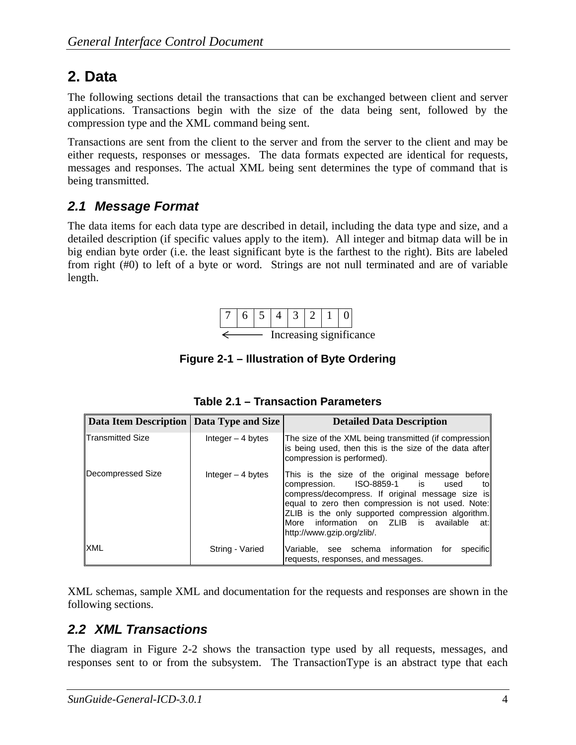# 2. Data

The following sections detail the transactions that can be exchanged between client and server applications. Transactions begin with the size of the data being sent, followed by the compression type and the XML command being sent.

Transactions are sent from the client to the server and from the server to the client and may be either requests, responses or messages. The data formats expected are identical for requests, messages and responses. The actual XML being sent determines the type of command that is being transmitted.

## 2.1 Message Format

The data items for each data type are described in detail, including the data type and size, and a detailed description (if specific values apply to the item). All integer and bitmap data will be in big endian byte order (i.e. the least significant byte is the farthest to the right). Bits are labeled from right (#0) to left of a byte or word. Strings are not null terminated and are of variable length.

| 7 | 6 | 5 | 4 | 3 | 2 | 1 | 0 |
|---|---|---|---|---|---|---|---|

← Increasing significance

**Figure 2-1 – Illustration of Byte Ordering**

**Table 2.1 – Transaction Parameters**

| Data Item Description | Data Type and Size | Detailed Data Description |
|---|---|---|
| Transmitted Size | Integer – 4 bytes | The size of the XML being transmitted (if compression is being used, then this is the size of the data after compression is performed). |
| Decompressed Size | Integer – 4 bytes | This is the size of the original message before compression. ISO-8859-1 is used to compress/decompress. If original message size is equal to zero then compression is not used. Note: ZLIB is the only supported compression algorithm. More information on ZLIB is available at: http://www.gzip.org/zlib/. |
| XML | String - Varied | Variable, see schema information for specific requests, responses, and messages. |

XML schemas, sample XML and documentation for the requests and responses are shown in the following sections.

## 2.2 XML Transactions

The diagram in Figure 2-2 shows the transaction type used by all requests, messages, and responses sent to or from the subsystem. The TransactionType is an abstract type that each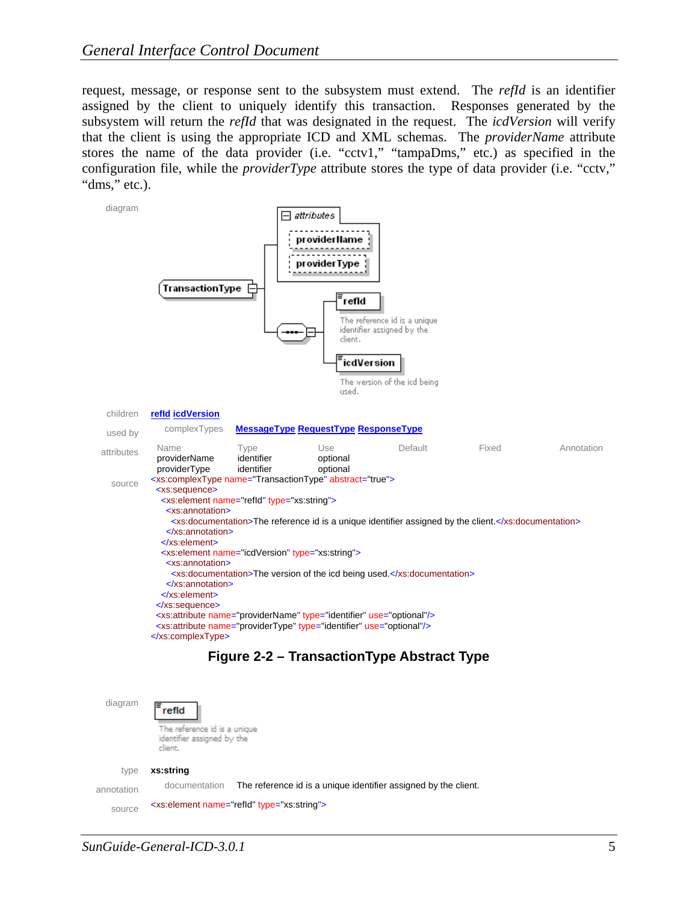request, message, or response sent to the subsystem must extend. The *refId* is an identifier assigned by the client to uniquely identify this transaction. Responses generated by the subsystem will return the *refId* that was designated in the request. The *icdVersion* will verify that the client is using the appropriate ICD and XML schemas. The *providerName* attribute stores the name of the data provider (i.e. "cctv1," "tampaDms," etc.) as specified in the configuration file, while the *providerType* attribute stores the type of data provider (i.e. "cctv," "dms," etc.).

diagram

attributes
providerName
providerType
TransactionType
refId
The reference id is a unique identifier assigned by the client.
icdVersion
The version of the icd being used.

children **refId icdVersion**

used by complexTypes **MessageType RequestType ResponseType**

attributes

| Name | Type | Use | Default | Fixed | Annotation |
|---|---|---|---|---|---|
| providerName | identifier | optional | | | |
| providerType | identifier | optional | | | |

source

```
<xs:complexType name="TransactionType" abstract="true">
  <xs:sequence>
    <xs:element name="refId" type="xs:string">
      <xs:annotation>
        <xs:documentation>The reference id is a unique identifier assigned by the client.</xs:documentation>
      </xs:annotation>
    </xs:element>
    <xs:element name="icdVersion" type="xs:string">
      <xs:annotation>
        <xs:documentation>The version of the icd being used.</xs:documentation>
      </xs:annotation>
    </xs:element>
  </xs:sequence>
  <xs:attribute name="providerName" type="identifier" use="optional"/>
  <xs:attribute name="providerType" type="identifier" use="optional"/>
</xs:complexType>
```

**Figure 2-2 – TransactionType Abstract Type**

diagram

refId
The reference id is a unique identifier assigned by the client.

type **xs:string**

annotation documentation The reference id is a unique identifier assigned by the client.

source

```
<xs:element name="refId" type="xs:string">
```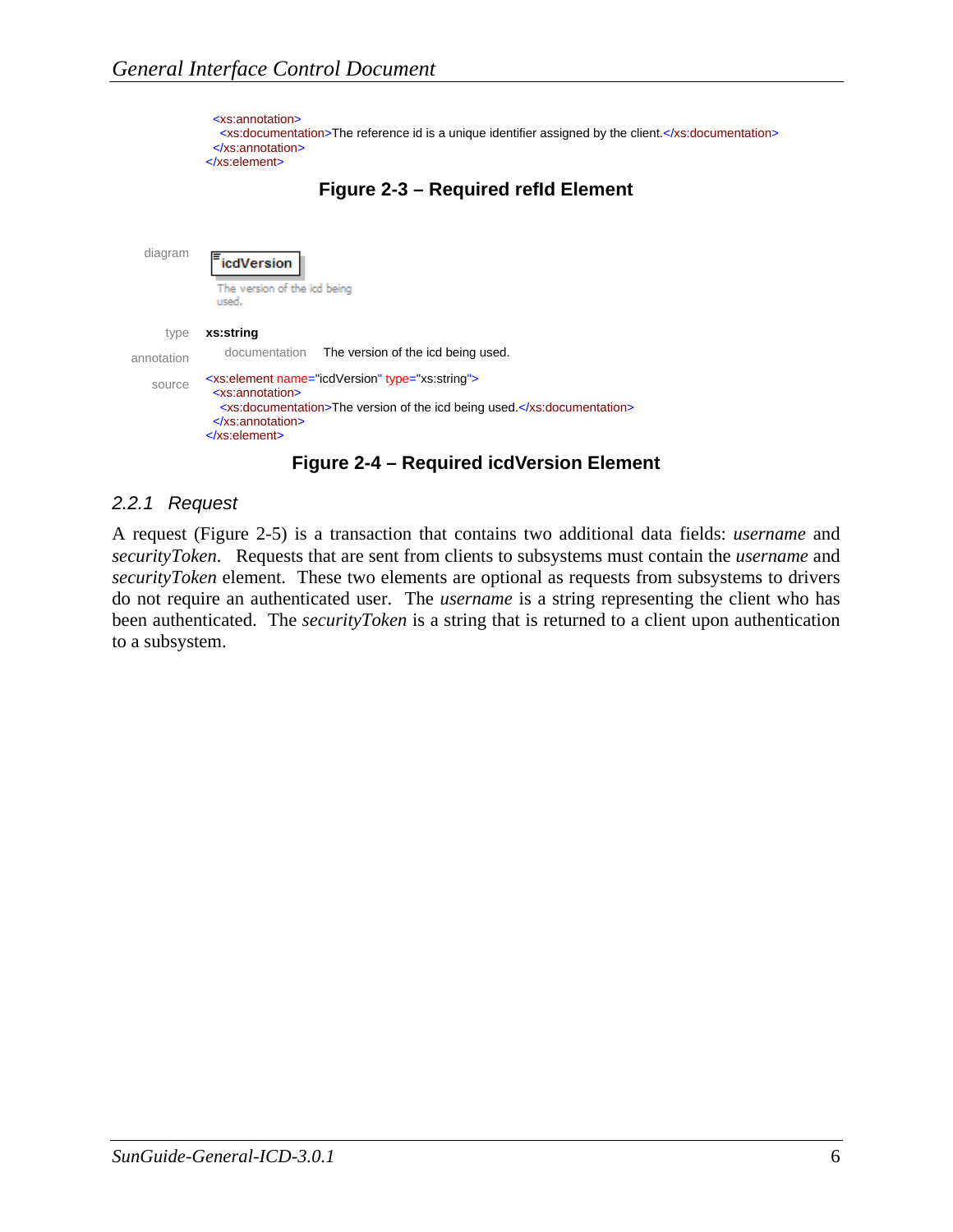```
  <xs:annotation>
    <xs:documentation>The reference id is a unique identifier assigned by the client.</xs:documentation>
  </xs:annotation>
</xs:element>
```

**Figure 2-3 – Required refId Element**

diagram

icdVersion

The version of the icd being used.

| | |
|---|---|
| type | **xs:string** |
| annotation | documentation The version of the icd being used. |
| source | |

```
<xs:element name="icdVersion" type="xs:string">
  <xs:annotation>
    <xs:documentation>The version of the icd being used.</xs:documentation>
  </xs:annotation>
</xs:element>
```

**Figure 2-4 – Required icdVersion Element**

### *2.2.1 Request*

A request (Figure 2-5) is a transaction that contains two additional data fields: *username* and *securityToken*. Requests that are sent from clients to subsystems must contain the *username* and *securityToken* element. These two elements are optional as requests from subsystems to drivers do not require an authenticated user. The *username* is a string representing the client who has been authenticated. The *securityToken* is a string that is returned to a client upon authentication to a subsystem.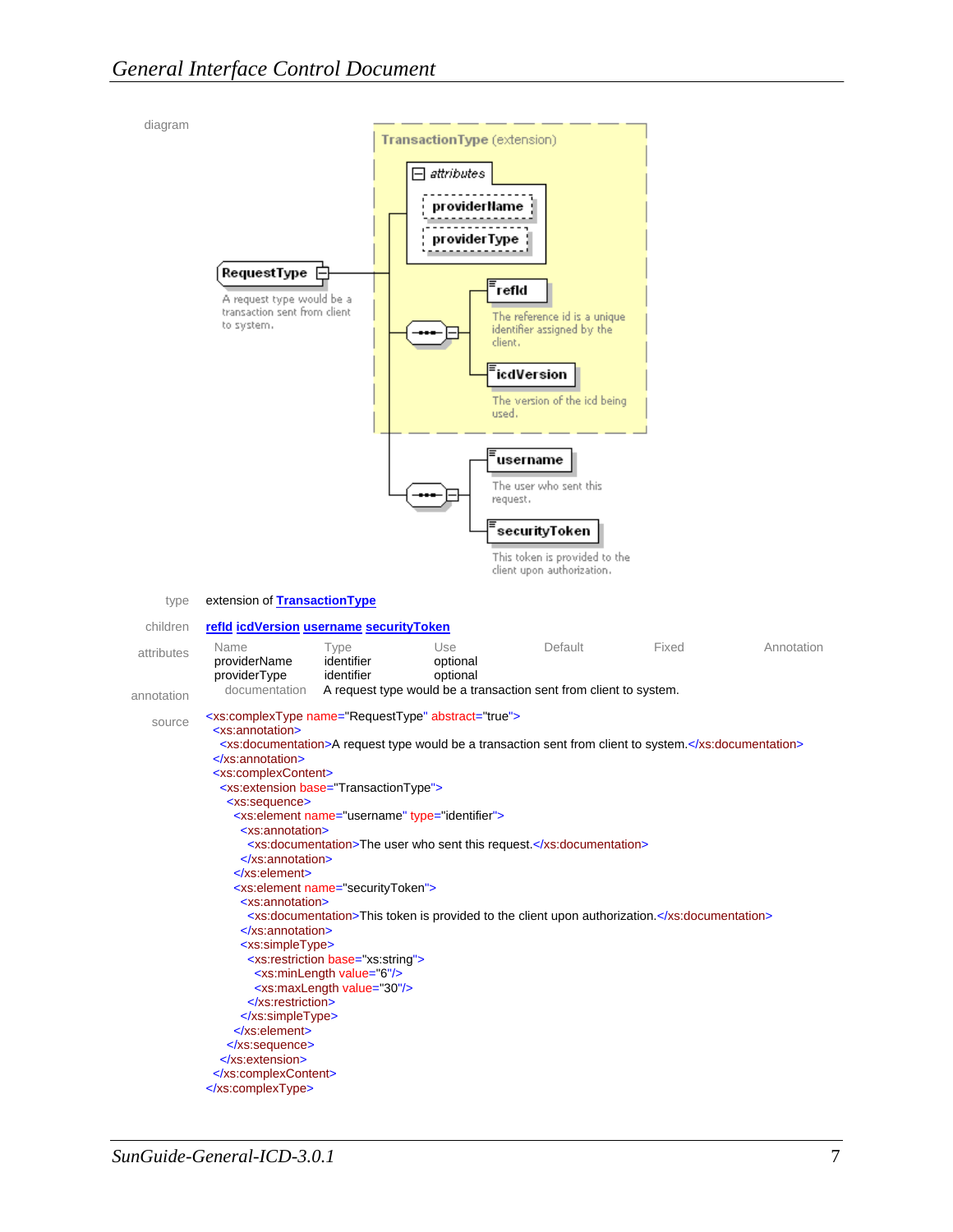diagram

TransactionType (extension)

attributes

providerName

providerType

RequestType

A request type would be a transaction sent from client to system.

refId

The reference id is a unique identifier assigned by the client.

icdVersion

The version of the icd being used.

username

The user who sent this request.

securityToken

This token is provided to the client upon authorization.

| | |
|---|---|
| type | extension of **TransactionType** |
| children | **refId icdVersion username securityToken** |

attributes

| Name | Type | Use | Default | Fixed | Annotation |
|---|---|---|---|---|---|
| providerName | identifier | optional | | | |
| providerType | identifier | optional | | | |

annotation

documentation A request type would be a transaction sent from client to system.

source

```
<xs:complexType name="RequestType" abstract="true">
  <xs:annotation>
    <xs:documentation>A request type would be a transaction sent from client to system.</xs:documentation>
  </xs:annotation>
  <xs:complexContent>
    <xs:extension base="TransactionType">
      <xs:sequence>
        <xs:element name="username" type="identifier">
          <xs:annotation>
            <xs:documentation>The user who sent this request.</xs:documentation>
          </xs:annotation>
        </xs:element>
        <xs:element name="securityToken">
          <xs:annotation>
            <xs:documentation>This token is provided to the client upon authorization.</xs:documentation>
          </xs:annotation>
          <xs:simpleType>
            <xs:restriction base="xs:string">
              <xs:minLength value="6"/>
              <xs:maxLength value="30"/>
            </xs:restriction>
          </xs:simpleType>
        </xs:element>
      </xs:sequence>
    </xs:extension>
  </xs:complexContent>
</xs:complexType>
```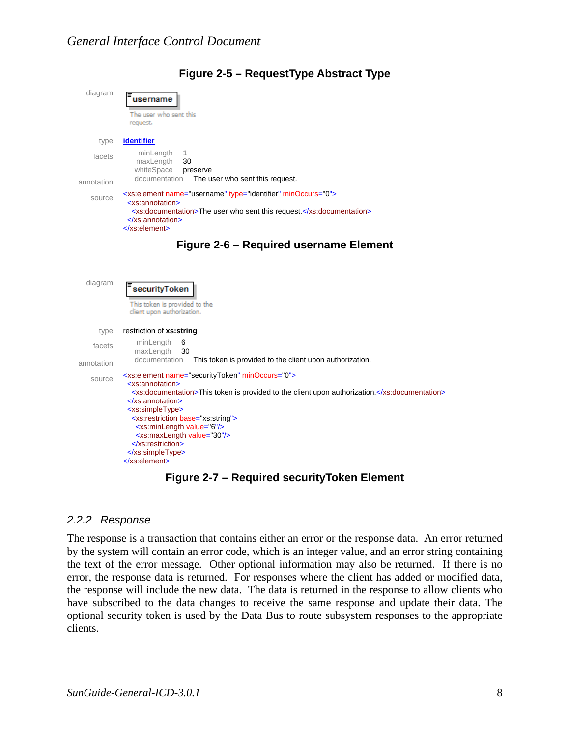**Figure 2-5 – RequestType Abstract Type**

diagram

username

The user who sent this request.

type **identifier**

facets

| | |
|---|---|
| minLength | 1 |
| maxLength | 30 |
| whiteSpace | preserve |

annotation

documentation The user who sent this request.

source

```
<xs:element name="username" type="identifier" minOccurs="0">
  <xs:annotation>
    <xs:documentation>The user who sent this request.</xs:documentation>
  </xs:annotation>
</xs:element>
```

**Figure 2-6 – Required username Element**

diagram

securityToken

This token is provided to the client upon authorization.

type restriction of **xs:string**

facets

| | |
|---|---|
| minLength | 6 |
| maxLength | 30 |

annotation

documentation This token is provided to the client upon authorization.

source

```
<xs:element name="securityToken" minOccurs="0">
  <xs:annotation>
    <xs:documentation>This token is provided to the client upon authorization.</xs:documentation>
  </xs:annotation>
  <xs:simpleType>
    <xs:restriction base="xs:string">
      <xs:minLength value="6"/>
      <xs:maxLength value="30"/>
    </xs:restriction>
  </xs:simpleType>
</xs:element>
```

**Figure 2-7 – Required securityToken Element**

### *2.2.2 Response*

The response is a transaction that contains either an error or the response data. An error returned by the system will contain an error code, which is an integer value, and an error string containing the text of the error message. Other optional information may also be returned. If there is no error, the response data is returned. For responses where the client has added or modified data, the response will include the new data. The data is returned in the response to allow clients who have subscribed to the data changes to receive the same response and update their data. The optional security token is used by the Data Bus to route subsystem responses to the appropriate clients.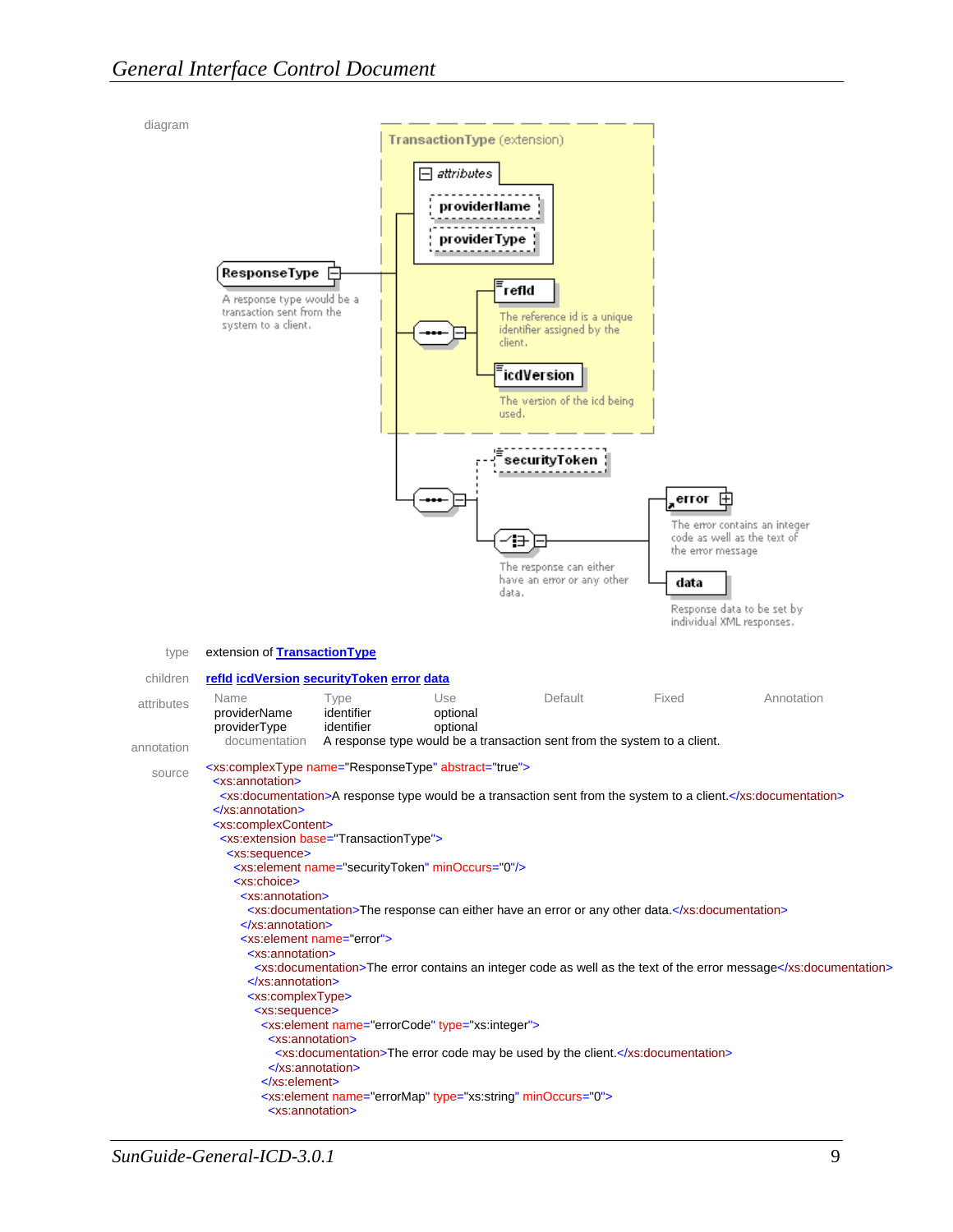diagram

TransactionType (extension)

attributes

providerName

providerType

ResponseType

A response type would be a transaction sent from the system to a client.

refId

The reference id is a unique identifier assigned by the client.

icdVersion

The version of the icd being used.

securityToken

error

The error contains an integer code as well as the text of the error message

The response can either have an error or any other data.

data

Response data to be set by individual XML responses.

type extension of **TransactionType**

children **refId icdVersion securityToken error data**

attributes

| Name | Type | Use | Default | Fixed | Annotation |
|---|---|---|---|---|---|
| providerName | identifier | optional | | | |
| providerType | identifier | optional | | | |

annotation documentation A response type would be a transaction sent from the system to a client.

source

```
<xs:complexType name="ResponseType" abstract="true">
  <xs:annotation>
    <xs:documentation>A response type would be a transaction sent from the system to a client.</xs:documentation>
  </xs:annotation>
  <xs:complexContent>
    <xs:extension base="TransactionType">
      <xs:sequence>
        <xs:element name="securityToken" minOccurs="0"/>
        <xs:choice>
          <xs:annotation>
            <xs:documentation>The response can either have an error or any other data.</xs:documentation>
          </xs:annotation>
          <xs:element name="error">
            <xs:annotation>
              <xs:documentation>The error contains an integer code as well as the text of the error message</xs:documentation>
            </xs:annotation>
            <xs:complexType>
              <xs:sequence>
                <xs:element name="errorCode" type="xs:integer">
                  <xs:annotation>
                    <xs:documentation>The error code may be used by the client.</xs:documentation>
                  </xs:annotation>
                </xs:element>
                <xs:element name="errorMap" type="xs:string" minOccurs="0">
                  <xs:annotation>
```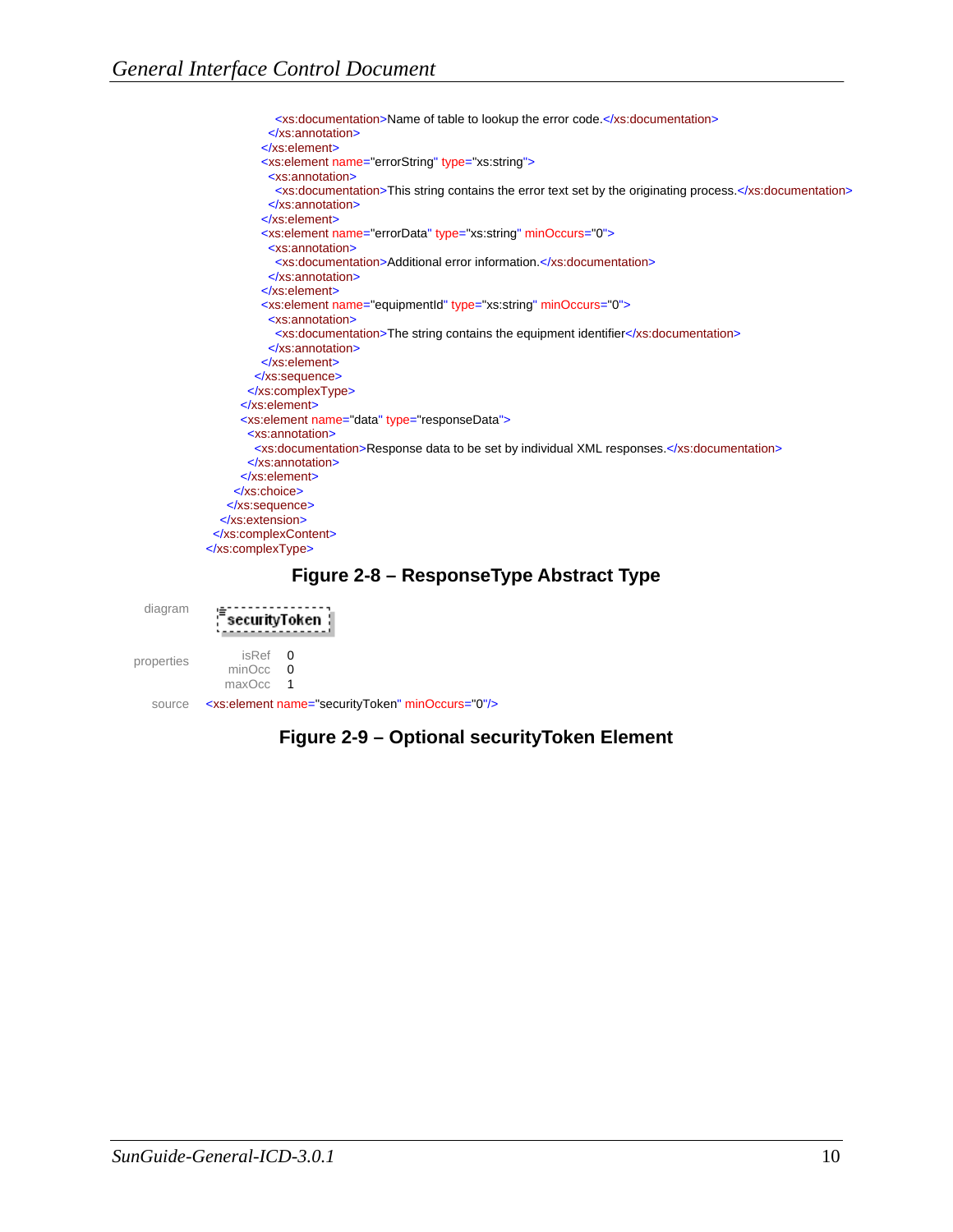```
          <xs:documentation>Name of table to lookup the error code.</xs:documentation>
        </xs:annotation>
      </xs:element>
      <xs:element name="errorString" type="xs:string">
        <xs:annotation>
          <xs:documentation>This string contains the error text set by the originating process.</xs:documentation>
        </xs:annotation>
      </xs:element>
      <xs:element name="errorData" type="xs:string" minOccurs="0">
        <xs:annotation>
          <xs:documentation>Additional error information.</xs:documentation>
        </xs:annotation>
      </xs:element>
      <xs:element name="equipmentId" type="xs:string" minOccurs="0">
        <xs:annotation>
          <xs:documentation>The string contains the equipment identifier</xs:documentation>
        </xs:annotation>
      </xs:element>
     </xs:sequence>
    </xs:complexType>
   </xs:element>
   <xs:element name="data" type="responseData">
    <xs:annotation>
     <xs:documentation>Response data to be set by individual XML responses.</xs:documentation>
    </xs:annotation>
   </xs:element>
  </xs:choice>
 </xs:sequence>
 </xs:extension>
 </xs:complexContent>
</xs:complexType>
```

**Figure 2-8 – ResponseType Abstract Type**

| | | |
|---|---|---|
| diagram | securityToken | |
| properties | isRef | 0 |
| | minOcc | 0 |
| | maxOcc | 1 |
| source | `<xs:element name="securityToken" minOccurs="0"/>` | |

**Figure 2-9 – Optional securityToken Element**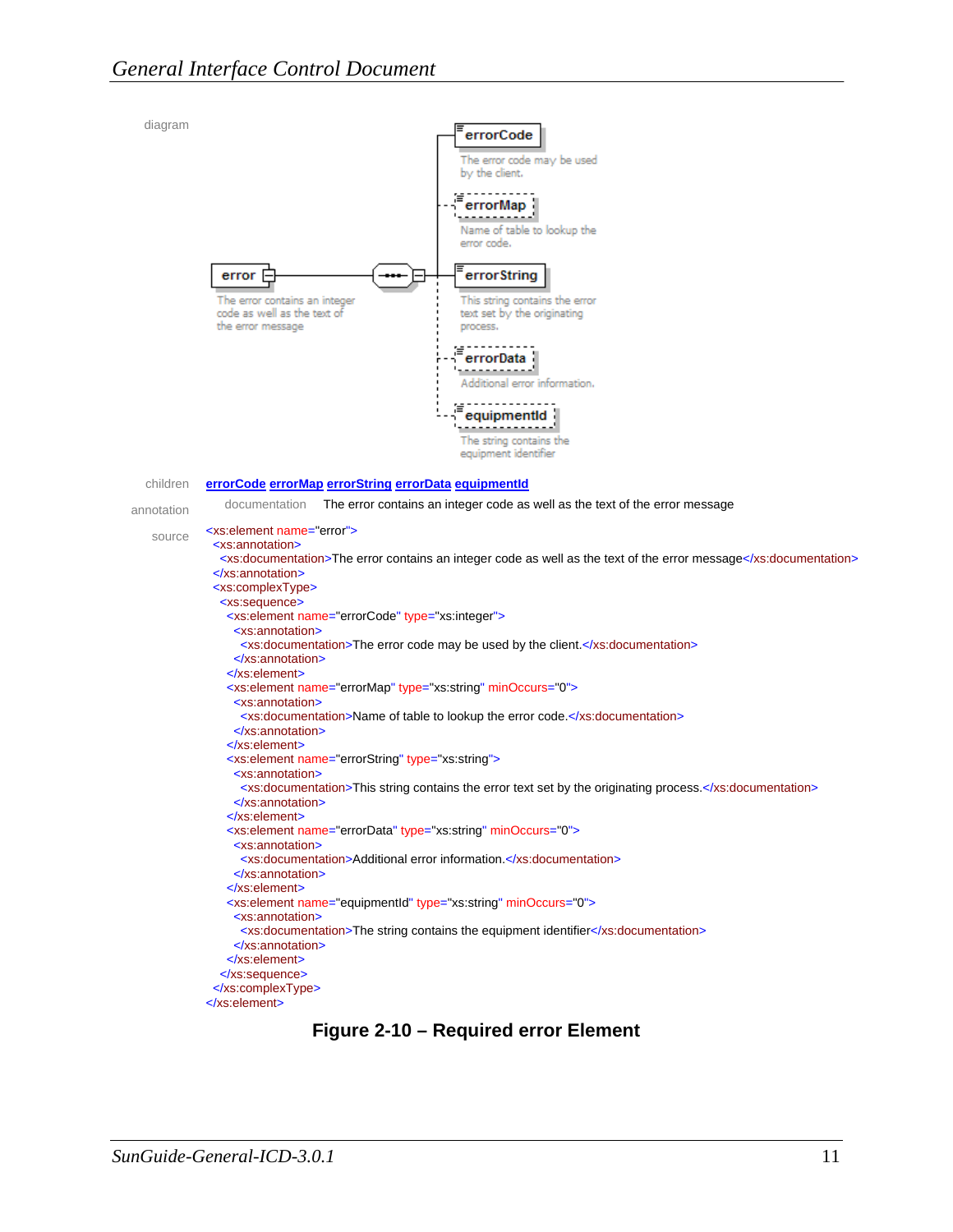diagram

error — The error contains an integer code as well as the text of the error message

errorCode — The error code may be used by the client.

errorMap — Name of table to lookup the error code.

errorString — This string contains the error text set by the originating process.

errorData — Additional error information.

equipmentId — The string contains the equipment identifier

children **errorCode errorMap errorString errorData equipmentId**

annotation documentation The error contains an integer code as well as the text of the error message

source

```
<xs:element name="error">
  <xs:annotation>
    <xs:documentation>The error contains an integer code as well as the text of the error message</xs:documentation>
  </xs:annotation>
  <xs:complexType>
    <xs:sequence>
      <xs:element name="errorCode" type="xs:integer">
        <xs:annotation>
          <xs:documentation>The error code may be used by the client.</xs:documentation>
        </xs:annotation>
      </xs:element>
      <xs:element name="errorMap" type="xs:string" minOccurs="0">
        <xs:annotation>
          <xs:documentation>Name of table to lookup the error code.</xs:documentation>
        </xs:annotation>
      </xs:element>
      <xs:element name="errorString" type="xs:string">
        <xs:annotation>
          <xs:documentation>This string contains the error text set by the originating process.</xs:documentation>
        </xs:annotation>
      </xs:element>
      <xs:element name="errorData" type="xs:string" minOccurs="0">
        <xs:annotation>
          <xs:documentation>Additional error information.</xs:documentation>
        </xs:annotation>
      </xs:element>
      <xs:element name="equipmentId" type="xs:string" minOccurs="0">
        <xs:annotation>
          <xs:documentation>The string contains the equipment identifier</xs:documentation>
        </xs:annotation>
      </xs:element>
    </xs:sequence>
  </xs:complexType>
</xs:element>
```

**Figure 2-10 – Required error Element**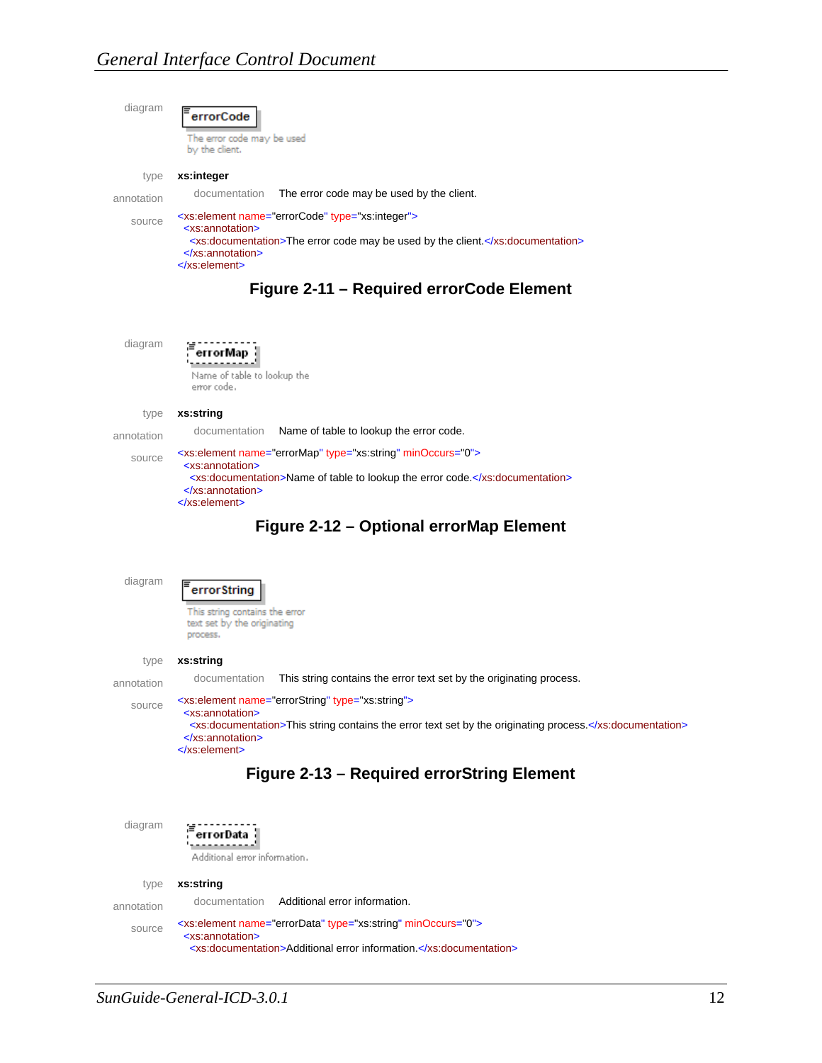diagram

errorCode

The error code may be used by the client.

type **xs:integer**

annotation documentation The error code may be used by the client.

source

```
<xs:element name="errorCode" type="xs:integer">
  <xs:annotation>
    <xs:documentation>The error code may be used by the client.</xs:documentation>
  </xs:annotation>
</xs:element>
```

**Figure 2-11 – Required errorCode Element**

diagram

errorMap

Name of table to lookup the error code.

type **xs:string**

annotation documentation Name of table to lookup the error code.

source

```
<xs:element name="errorMap" type="xs:string" minOccurs="0">
  <xs:annotation>
    <xs:documentation>Name of table to lookup the error code.</xs:documentation>
  </xs:annotation>
</xs:element>
```

**Figure 2-12 – Optional errorMap Element**

diagram

errorString

This string contains the error text set by the originating process.

type **xs:string**

annotation documentation This string contains the error text set by the originating process.

source

```
<xs:element name="errorString" type="xs:string">
  <xs:annotation>
    <xs:documentation>This string contains the error text set by the originating process.</xs:documentation>
  </xs:annotation>
</xs:element>
```

**Figure 2-13 – Required errorString Element**

diagram

errorData

Additional error information.

type **xs:string**

annotation documentation Additional error information.

source

```
<xs:element name="errorData" type="xs:string" minOccurs="0">
  <xs:annotation>
    <xs:documentation>Additional error information.</xs:documentation>
```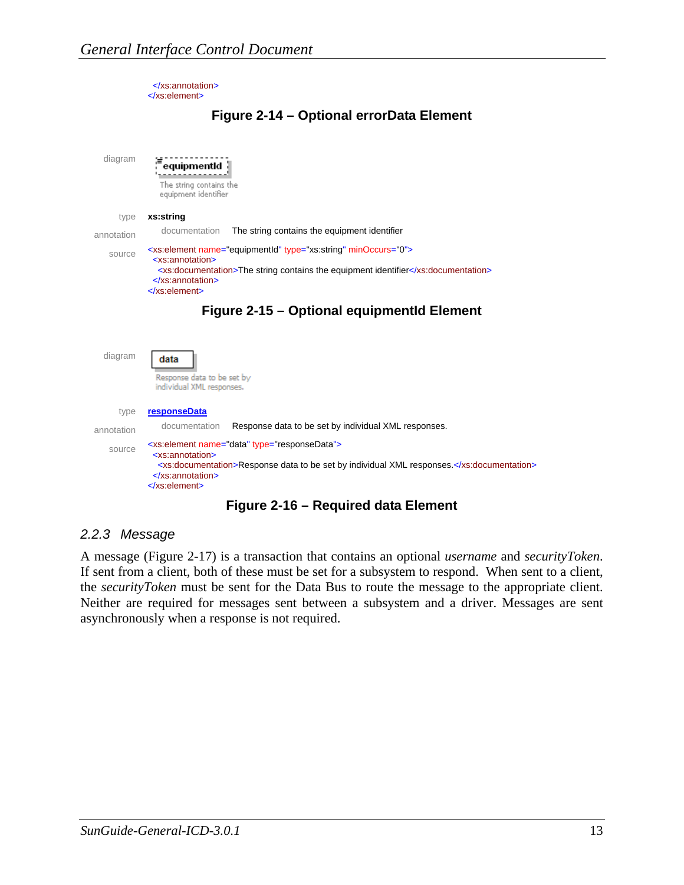```
  </xs:annotation>
</xs:element>
```

**Figure 2-14 – Optional errorData Element**

| | |
|---|---|
| diagram | equipmentId<br>The string contains the equipment identifier |
| type | **xs:string** |
| annotation | documentation The string contains the equipment identifier |
| source | see below |

```
<xs:element name="equipmentId" type="xs:string" minOccurs="0">
  <xs:annotation>
    <xs:documentation>The string contains the equipment identifier</xs:documentation>
  </xs:annotation>
</xs:element>
```

**Figure 2-15 – Optional equipmentId Element**

| | |
|---|---|
| diagram | data<br>Response data to be set by individual XML responses. |
| type | **responseData** |
| annotation | documentation Response data to be set by individual XML responses. |
| source | see below |

```
<xs:element name="data" type="responseData">
  <xs:annotation>
    <xs:documentation>Response data to be set by individual XML responses.</xs:documentation>
  </xs:annotation>
</xs:element>
```

**Figure 2-16 – Required data Element**

### *2.2.3 Message*

A message (Figure 2-17) is a transaction that contains an optional *username* and *securityToken*. If sent from a client, both of these must be set for a subsystem to respond. When sent to a client, the *securityToken* must be sent for the Data Bus to route the message to the appropriate client. Neither are required for messages sent between a subsystem and a driver. Messages are sent asynchronously when a response is not required.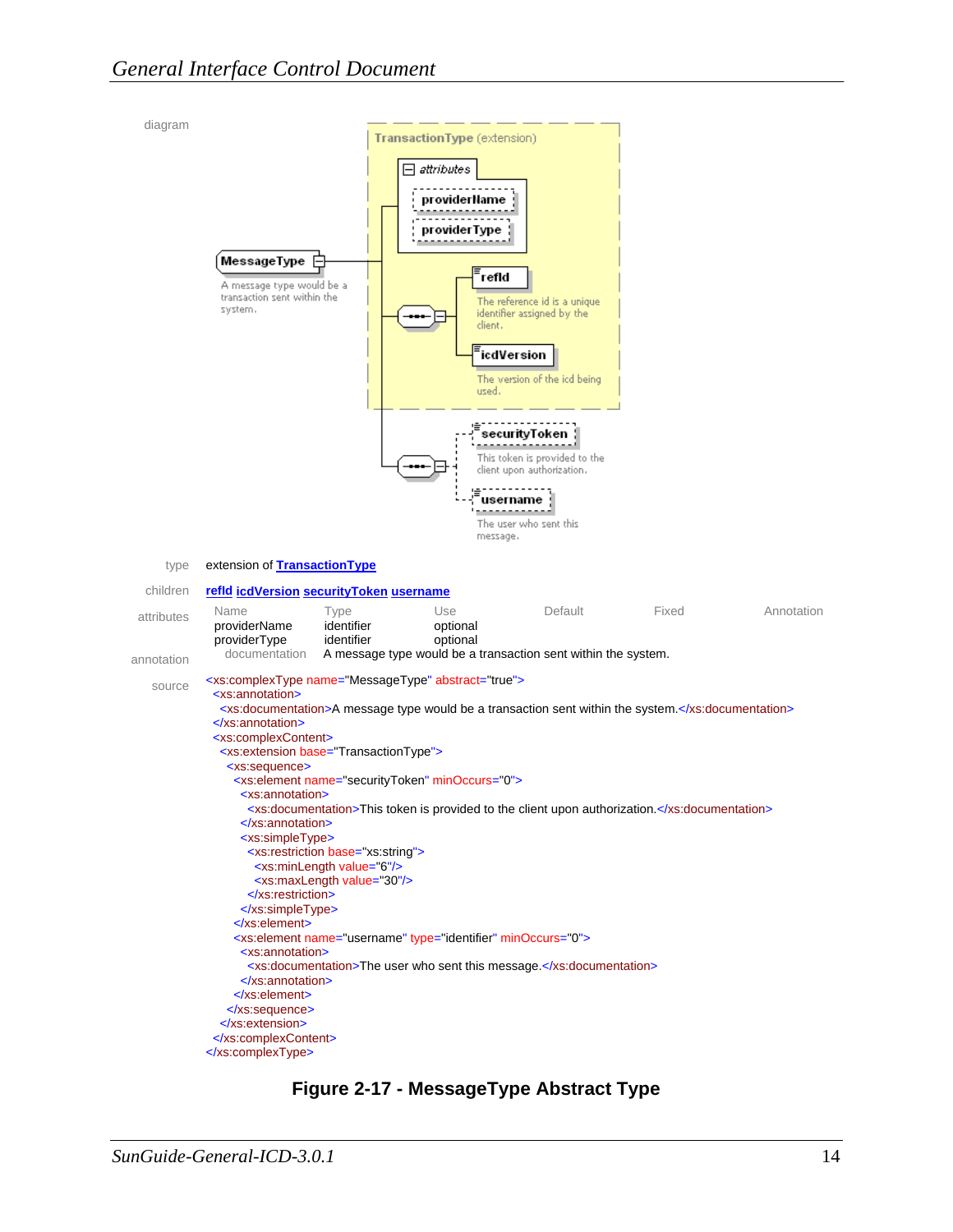diagram

TransactionType (extension)

attributes

providerName

providerType

MessageType

A message type would be a transaction sent within the system.

refId

The reference id is a unique identifier assigned by the client.

icdVersion

The version of the icd being used.

securityToken

This token is provided to the client upon authorization.

username

The user who sent this message.

type extension of **TransactionType**

children **refId** **icdVersion** **securityToken** **username**

attributes

| Name | Type | Use | Default | Fixed | Annotation |
|---|---|---|---|---|---|
| providerName | identifier | optional | | | |
| providerType | identifier | optional | | | |

annotation documentation A message type would be a transaction sent within the system.

source

```
<xs:complexType name="MessageType" abstract="true">
  <xs:annotation>
    <xs:documentation>A message type would be a transaction sent within the system.</xs:documentation>
  </xs:annotation>
  <xs:complexContent>
    <xs:extension base="TransactionType">
      <xs:sequence>
        <xs:element name="securityToken" minOccurs="0">
          <xs:annotation>
            <xs:documentation>This token is provided to the client upon authorization.</xs:documentation>
          </xs:annotation>
          <xs:simpleType>
            <xs:restriction base="xs:string">
              <xs:minLength value="6"/>
              <xs:maxLength value="30"/>
            </xs:restriction>
          </xs:simpleType>
        </xs:element>
        <xs:element name="username" type="identifier" minOccurs="0">
          <xs:annotation>
            <xs:documentation>The user who sent this message.</xs:documentation>
          </xs:annotation>
        </xs:element>
      </xs:sequence>
    </xs:extension>
  </xs:complexContent>
</xs:complexType>
```

**Figure 2-17 - MessageType Abstract Type**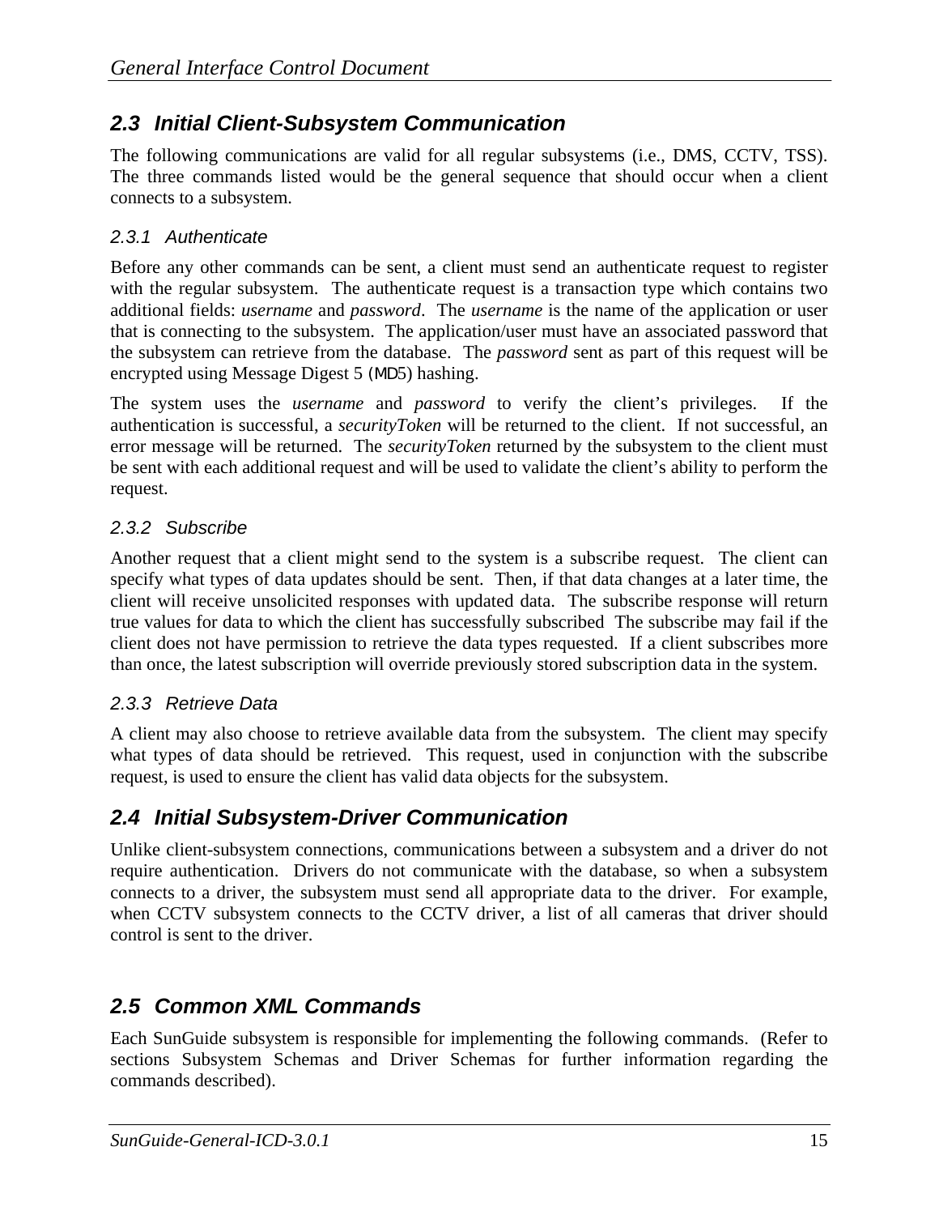## 2.3 Initial Client-Subsystem Communication

The following communications are valid for all regular subsystems (i.e., DMS, CCTV, TSS). The three commands listed would be the general sequence that should occur when a client connects to a subsystem.

### 2.3.1 Authenticate

Before any other commands can be sent, a client must send an authenticate request to register with the regular subsystem. The authenticate request is a transaction type which contains two additional fields: *username* and *password*. The *username* is the name of the application or user that is connecting to the subsystem. The application/user must have an associated password that the subsystem can retrieve from the database. The *password* sent as part of this request will be encrypted using Message Digest 5 (MD5) hashing.

The system uses the *username* and *password* to verify the client's privileges. If the authentication is successful, a *securityToken* will be returned to the client. If not successful, an error message will be returned. The *securityToken* returned by the subsystem to the client must be sent with each additional request and will be used to validate the client's ability to perform the request.

### 2.3.2 Subscribe

Another request that a client might send to the system is a subscribe request. The client can specify what types of data updates should be sent. Then, if that data changes at a later time, the client will receive unsolicited responses with updated data. The subscribe response will return true values for data to which the client has successfully subscribed The subscribe may fail if the client does not have permission to retrieve the data types requested. If a client subscribes more than once, the latest subscription will override previously stored subscription data in the system.

### 2.3.3 Retrieve Data

A client may also choose to retrieve available data from the subsystem. The client may specify what types of data should be retrieved. This request, used in conjunction with the subscribe request, is used to ensure the client has valid data objects for the subsystem.

## 2.4 Initial Subsystem-Driver Communication

Unlike client-subsystem connections, communications between a subsystem and a driver do not require authentication. Drivers do not communicate with the database, so when a subsystem connects to a driver, the subsystem must send all appropriate data to the driver. For example, when CCTV subsystem connects to the CCTV driver, a list of all cameras that driver should control is sent to the driver.

## 2.5 Common XML Commands

Each SunGuide subsystem is responsible for implementing the following commands. (Refer to sections Subsystem Schemas and Driver Schemas for further information regarding the commands described).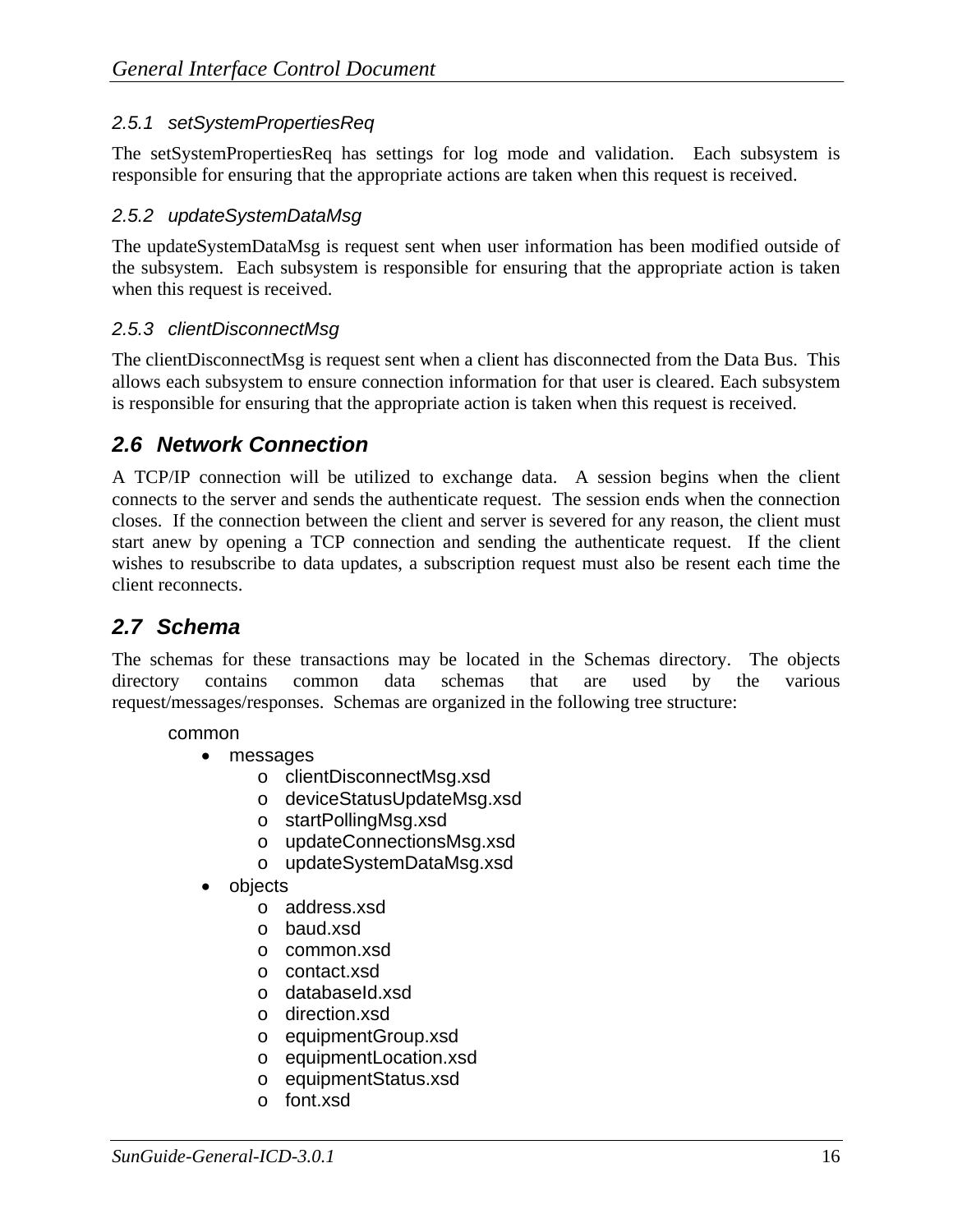### 2.5.1 setSystemPropertiesReq

The setSystemPropertiesReq has settings for log mode and validation. Each subsystem is responsible for ensuring that the appropriate actions are taken when this request is received.

### 2.5.2 updateSystemDataMsg

The updateSystemDataMsg is request sent when user information has been modified outside of the subsystem. Each subsystem is responsible for ensuring that the appropriate action is taken when this request is received.

### 2.5.3 clientDisconnectMsg

The clientDisconnectMsg is request sent when a client has disconnected from the Data Bus. This allows each subsystem to ensure connection information for that user is cleared. Each subsystem is responsible for ensuring that the appropriate action is taken when this request is received.

## 2.6 Network Connection

A TCP/IP connection will be utilized to exchange data. A session begins when the client connects to the server and sends the authenticate request. The session ends when the connection closes. If the connection between the client and server is severed for any reason, the client must start anew by opening a TCP connection and sending the authenticate request. If the client wishes to resubscribe to data updates, a subscription request must also be resent each time the client reconnects.

## 2.7 Schema

The schemas for these transactions may be located in the Schemas directory. The objects directory contains common data schemas that are used by the various request/messages/responses. Schemas are organized in the following tree structure:

common

- messages
  - clientDisconnectMsg.xsd
  - deviceStatusUpdateMsg.xsd
  - startPollingMsg.xsd
  - updateConnectionsMsg.xsd
  - updateSystemDataMsg.xsd
- objects
  - address.xsd
  - baud.xsd
  - common.xsd
  - contact.xsd
  - databaseId.xsd
  - direction.xsd
  - equipmentGroup.xsd
  - equipmentLocation.xsd
  - equipmentStatus.xsd
  - font.xsd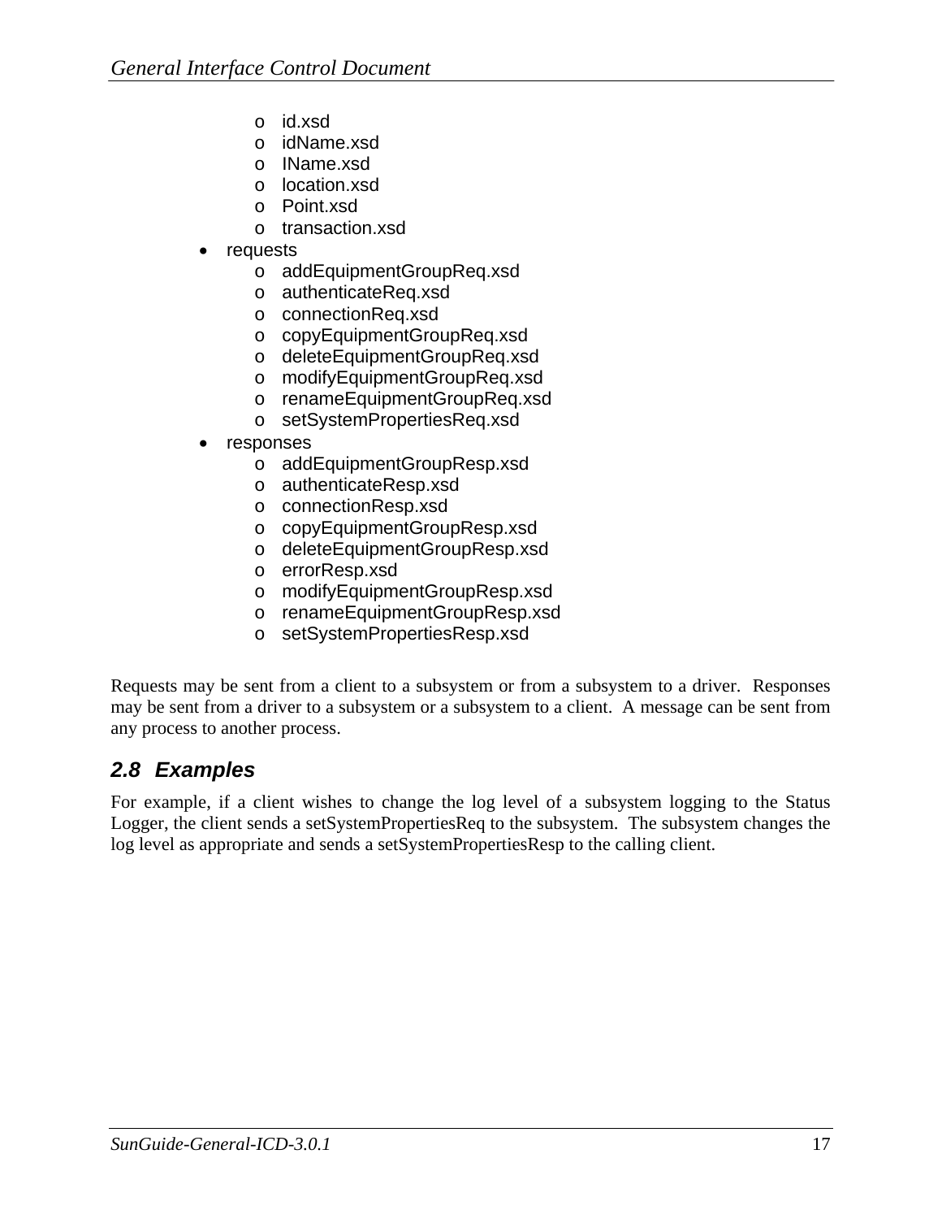- id.xsd
  - idName.xsd
  - lName.xsd
  - location.xsd
  - Point.xsd
  - transaction.xsd
- requests
  - addEquipmentGroupReq.xsd
  - authenticateReq.xsd
  - connectionReq.xsd
  - copyEquipmentGroupReq.xsd
  - deleteEquipmentGroupReq.xsd
  - modifyEquipmentGroupReq.xsd
  - renameEquipmentGroupReq.xsd
  - setSystemPropertiesReq.xsd
- responses
  - addEquipmentGroupResp.xsd
  - authenticateResp.xsd
  - connectionResp.xsd
  - copyEquipmentGroupResp.xsd
  - deleteEquipmentGroupResp.xsd
  - errorResp.xsd
  - modifyEquipmentGroupResp.xsd
  - renameEquipmentGroupResp.xsd
  - setSystemPropertiesResp.xsd

Requests may be sent from a client to a subsystem or from a subsystem to a driver. Responses may be sent from a driver to a subsystem or a subsystem to a client. A message can be sent from any process to another process.

## 2.8 Examples

For example, if a client wishes to change the log level of a subsystem logging to the Status Logger, the client sends a setSystemPropertiesReq to the subsystem. The subsystem changes the log level as appropriate and sends a setSystemPropertiesResp to the calling client.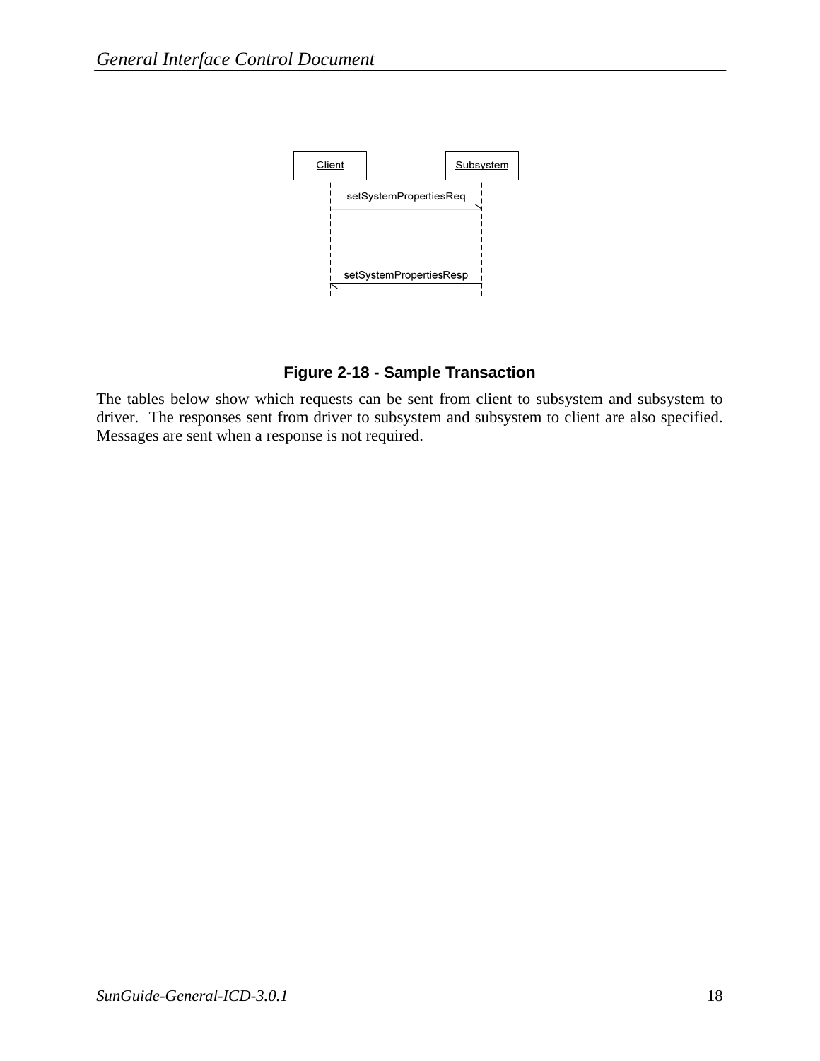Client

Subsystem

setSystemPropertiesReq

setSystemPropertiesResp

**Figure 2-18 - Sample Transaction**

The tables below show which requests can be sent from client to subsystem and subsystem to driver. The responses sent from driver to subsystem and subsystem to client are also specified. Messages are sent when a response is not required.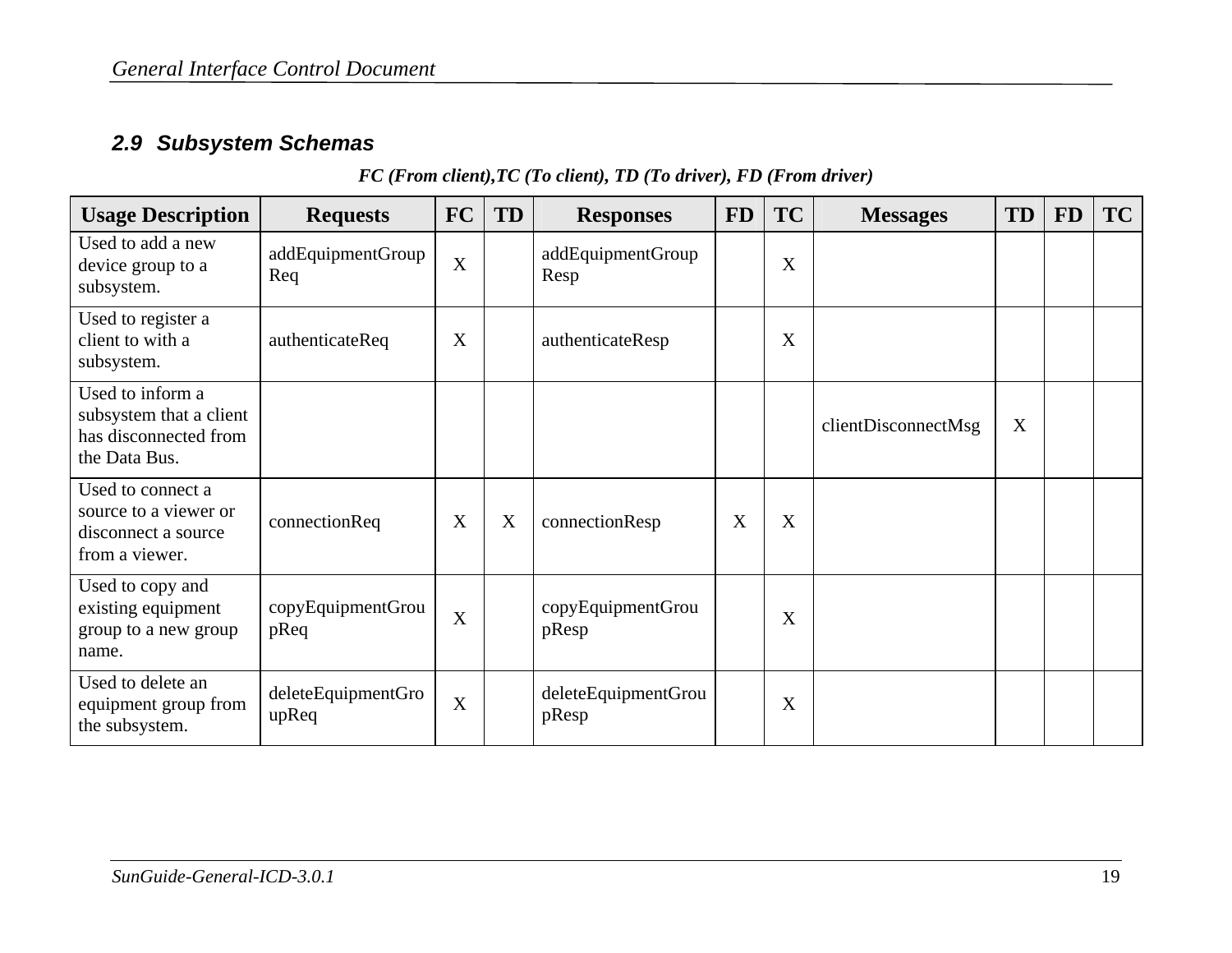### 2.9 Subsystem Schemas

*FC (From client),TC (To client), TD (To driver), FD (From driver)*

| Usage Description | Requests | FC | TD | Responses | FD | TC | Messages | TD | FD | TC |
|---|---|---|---|---|---|---|---|---|---|---|
| Used to add a new device group to a subsystem. | addEquipmentGroupReq | X | | addEquipmentGroupResp | | X | | | | |
| Used to register a client to with a subsystem. | authenticateReq | X | | authenticateResp | | X | | | | |
| Used to inform a subsystem that a client has disconnected from the Data Bus. | | | | | | | clientDisconnectMsg | X | | |
| Used to connect a source to a viewer or disconnect a source from a viewer. | connectionReq | X | X | connectionResp | X | X | | | | |
| Used to copy and existing equipment group to a new group name. | copyEquipmentGroupReq | X | | copyEquipmentGroupResp | | X | | | | |
| Used to delete an equipment group from the subsystem. | deleteEquipmentGroupReq | X | | deleteEquipmentGroupResp | | X | | | | |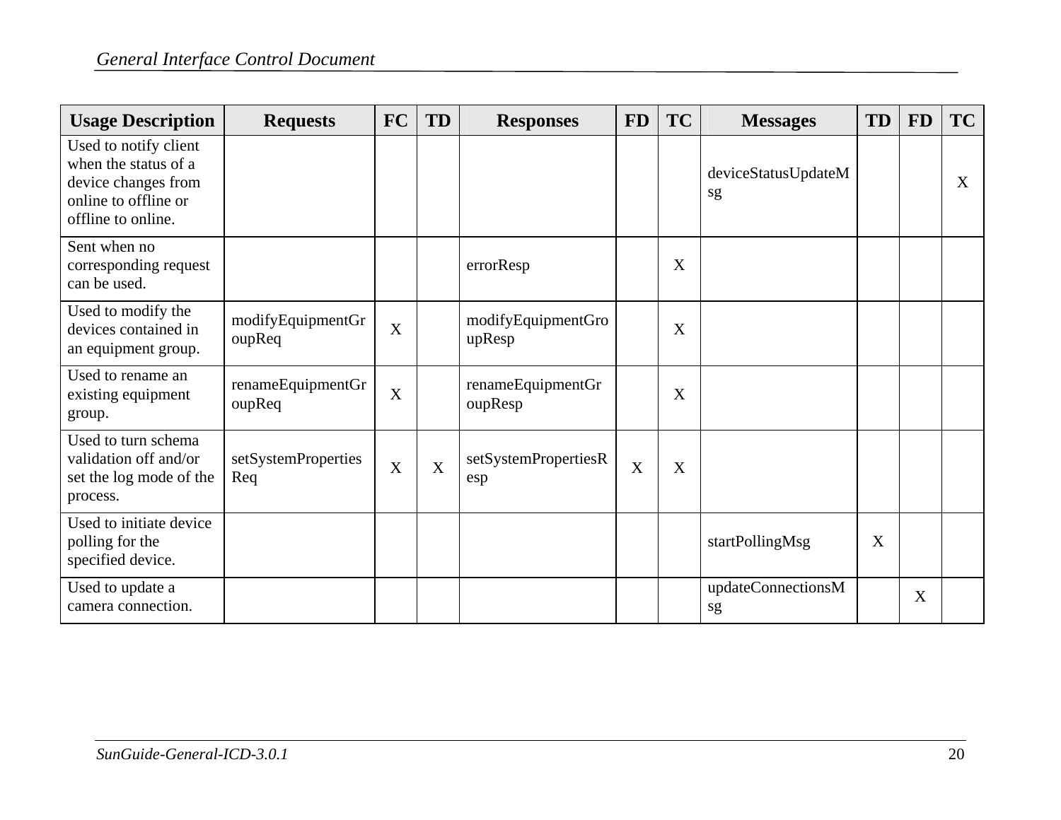| Usage Description | Requests | FC | TD | Responses | FD | TC | Messages | TD | FD | TC |
|---|---|---|---|---|---|---|---|---|---|---|
| Used to notify client when the status of a device changes from online to offline or offline to online. | | | | | | | deviceStatusUpdateMsg | | | X |
| Sent when no corresponding request can be used. | | | | errorResp | | X | | | | |
| Used to modify the devices contained in an equipment group. | modifyEquipmentGroupReq | X | | modifyEquipmentGroupResp | | X | | | | |
| Used to rename an existing equipment group. | renameEquipmentGroupReq | X | | renameEquipmentGroupResp | | X | | | | |
| Used to turn schema validation off and/or set the log mode of the process. | setSystemPropertiesReq | X | X | setSystemPropertiesResp | X | X | | | | |
| Used to initiate device polling for the specified device. | | | | | | | startPollingMsg | X | | |
| Used to update a camera connection. | | | | | | | updateConnectionsMsg | | X | |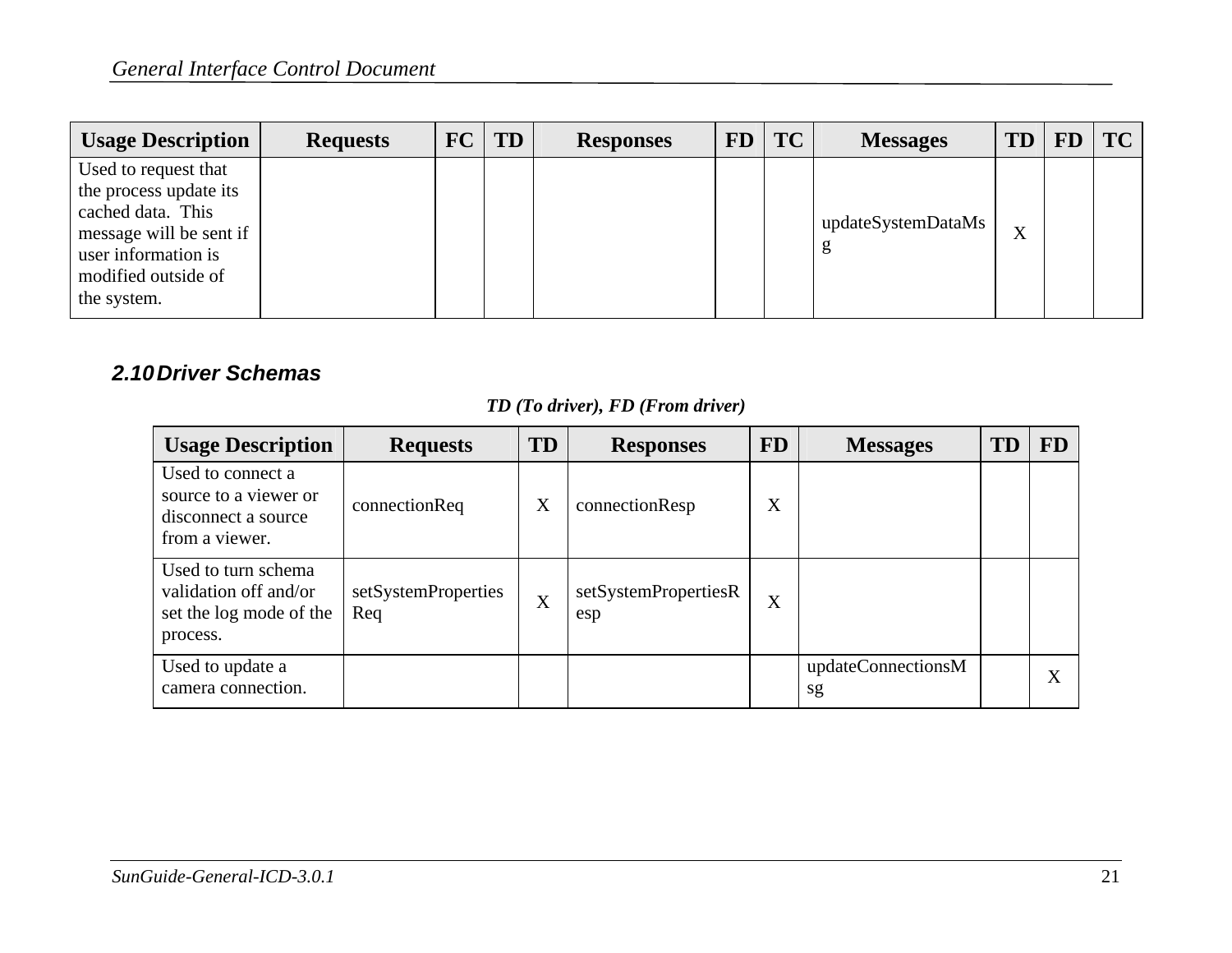| Usage Description | Requests | FC | TD | Responses | FD | TC | Messages | TD | FD | TC |
|---|---|---|---|---|---|---|---|---|---|---|
| Used to request that the process update its cached data. This message will be sent if user information is modified outside of the system. | | | | | | | updateSystemDataMsg | X | | |

### 2.10 Driver Schemas

***TD (To driver), FD (From driver)***

| Usage Description | Requests | TD | Responses | FD | Messages | TD | FD |
|---|---|---|---|---|---|---|---|
| Used to connect a source to a viewer or disconnect a source from a viewer. | connectionReq | X | connectionResp | X | | | |
| Used to turn schema validation off and/or set the log mode of the process. | setSystemPropertiesReq | X | setSystemPropertiesResp | X | | | |
| Used to update a camera connection. | | | | | updateConnectionsMsg | | X |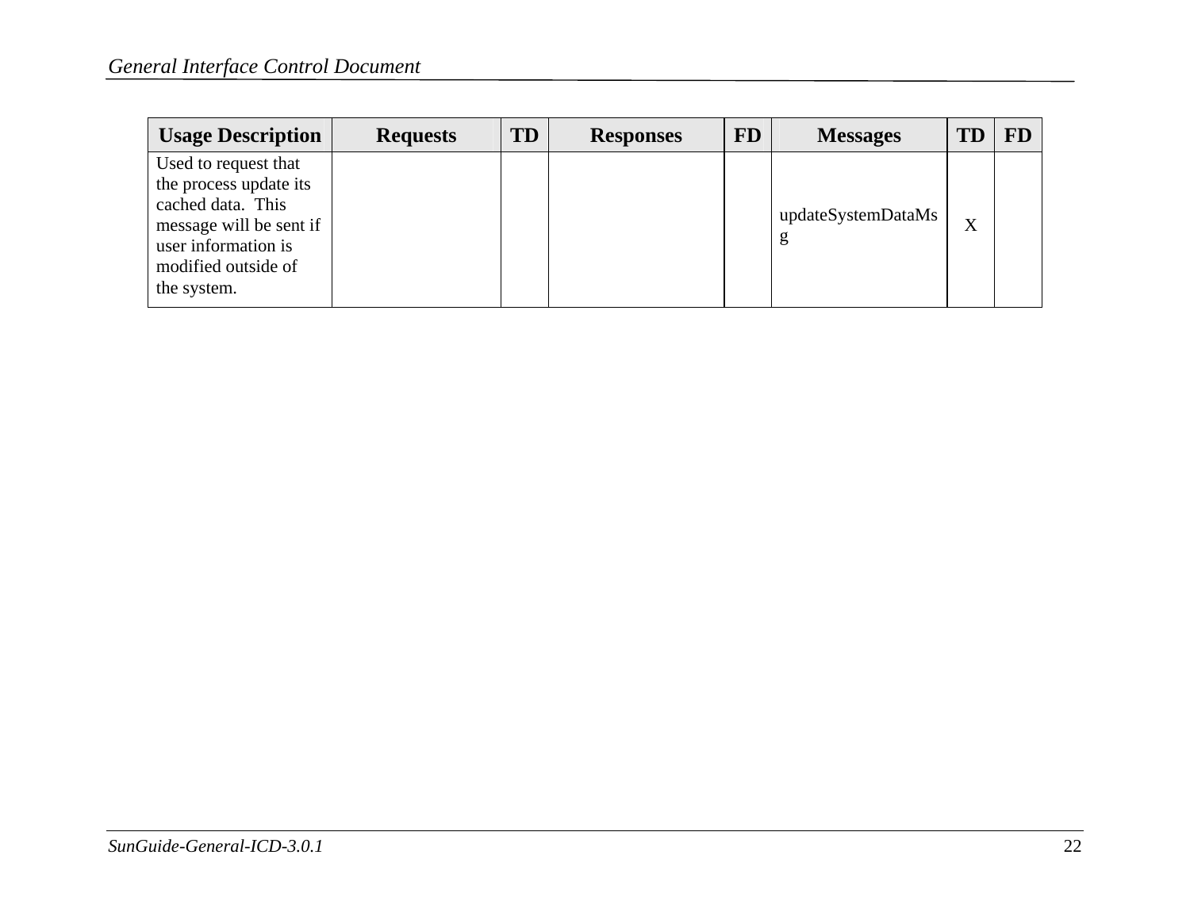| Usage Description | Requests | TD | Responses | FD | Messages | TD | FD |
|---|---|---|---|---|---|---|---|
| Used to request that the process update its cached data. This message will be sent if user information is modified outside of the system. | | | | | updateSystemDataMsg | X | |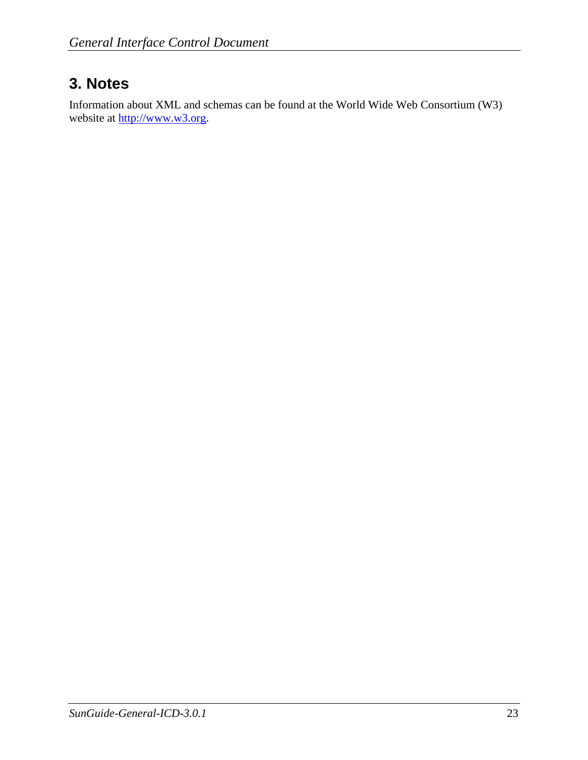# 3. Notes

Information about XML and schemas can be found at the World Wide Web Consortium (W3) website at http://www.w3.org.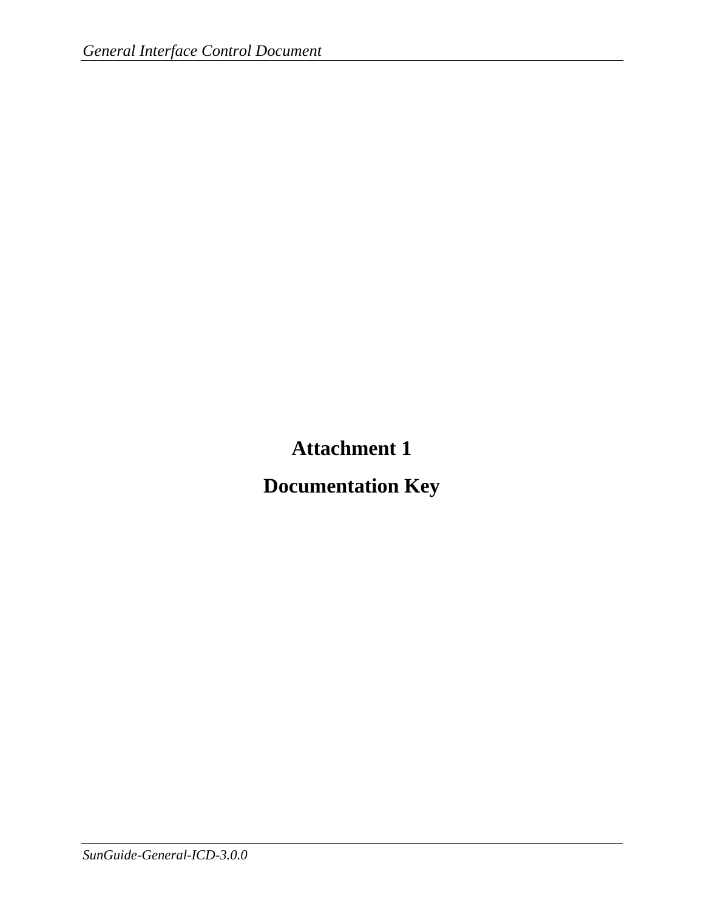# Attachment 1

# Documentation Key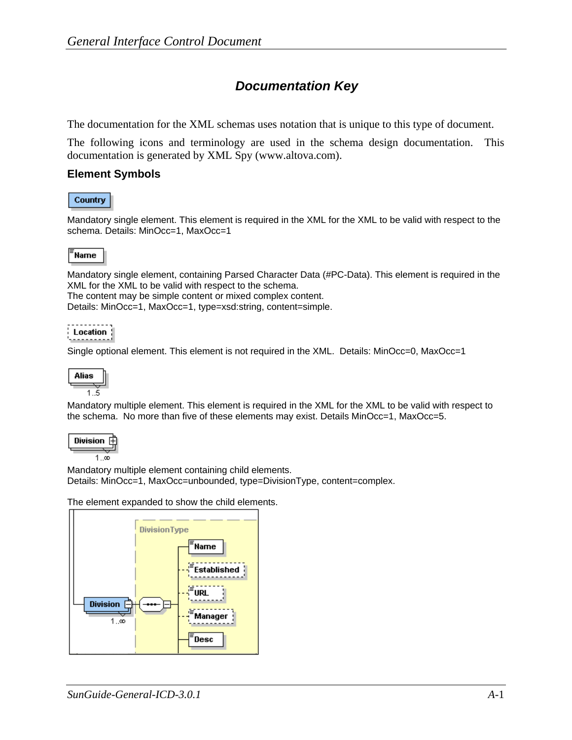# Documentation Key

The documentation for the XML schemas uses notation that is unique to this type of document.

The following icons and terminology are used in the schema design documentation. This documentation is generated by XML Spy (www.altova.com).

## Element Symbols

Country

Mandatory single element. This element is required in the XML for the XML to be valid with respect to the schema. Details: MinOcc=1, MaxOcc=1

Name

Mandatory single element, containing Parsed Character Data (#PC-Data). This element is required in the XML for the XML to be valid with respect to the schema.
The content may be simple content or mixed complex content.
Details: MinOcc=1, MaxOcc=1, type=xsd:string, content=simple.

Location

Single optional element. This element is not required in the XML. Details: MinOcc=0, MaxOcc=1

Alias
1..5

Mandatory multiple element. This element is required in the XML for the XML to be valid with respect to the schema. No more than five of these elements may exist. Details MinOcc=1, MaxOcc=5.

Division
1..∞

Mandatory multiple element containing child elements.
Details: MinOcc=1, MaxOcc=unbounded, type=DivisionType, content=complex.

The element expanded to show the child elements.

DivisionType
Name
Established
URL
Division
1..∞
Manager
Desc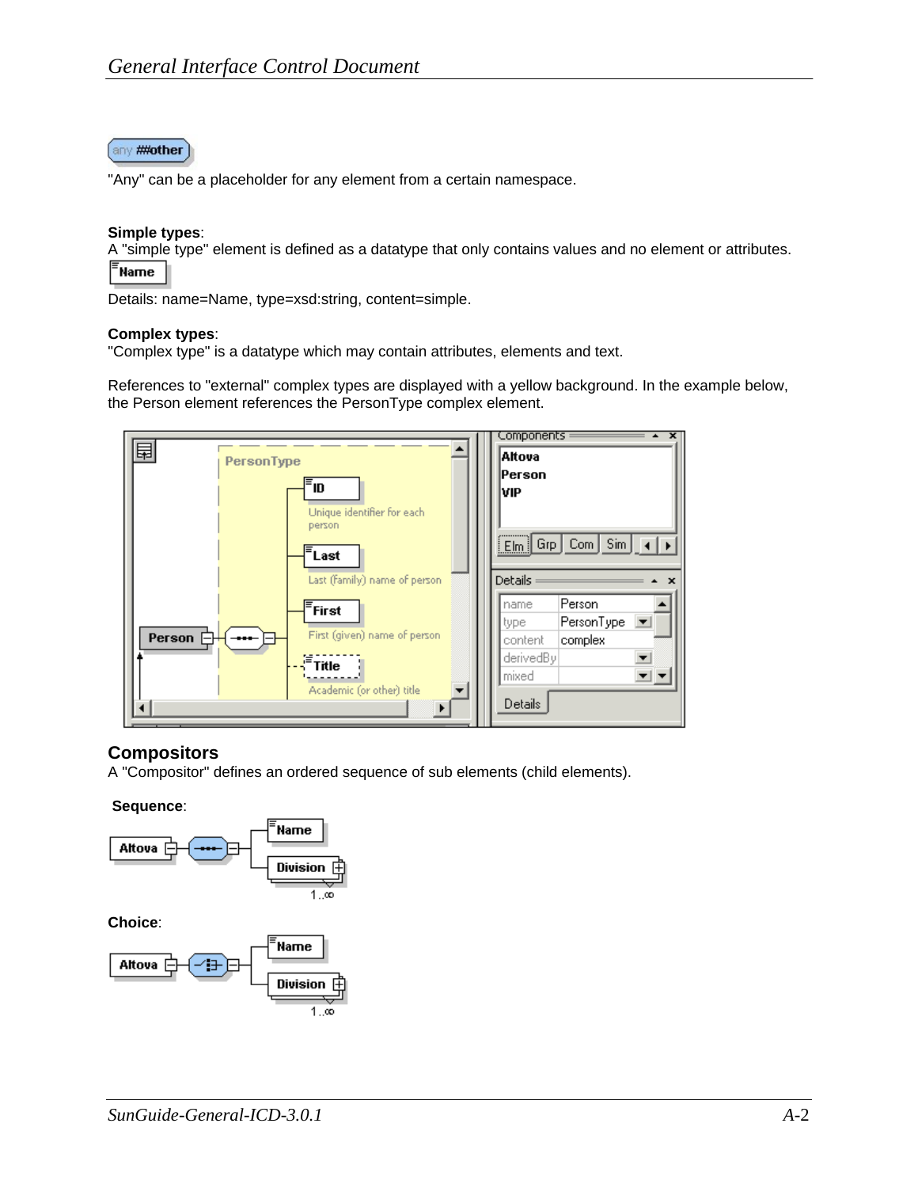"Any" can be a placeholder for any element from a certain namespace.

**Simple types**:
A "simple type" element is defined as a datatype that only contains values and no element or attributes.

Details: name=Name, type=xsd:string, content=simple.

**Complex types**:
"Complex type" is a datatype which may contain attributes, elements and text.

References to "external" complex types are displayed with a yellow background. In the example below, the Person element references the PersonType complex element.

## Compositors

A "Compositor" defines an ordered sequence of sub elements (child elements).

**Sequence**:

**Choice**: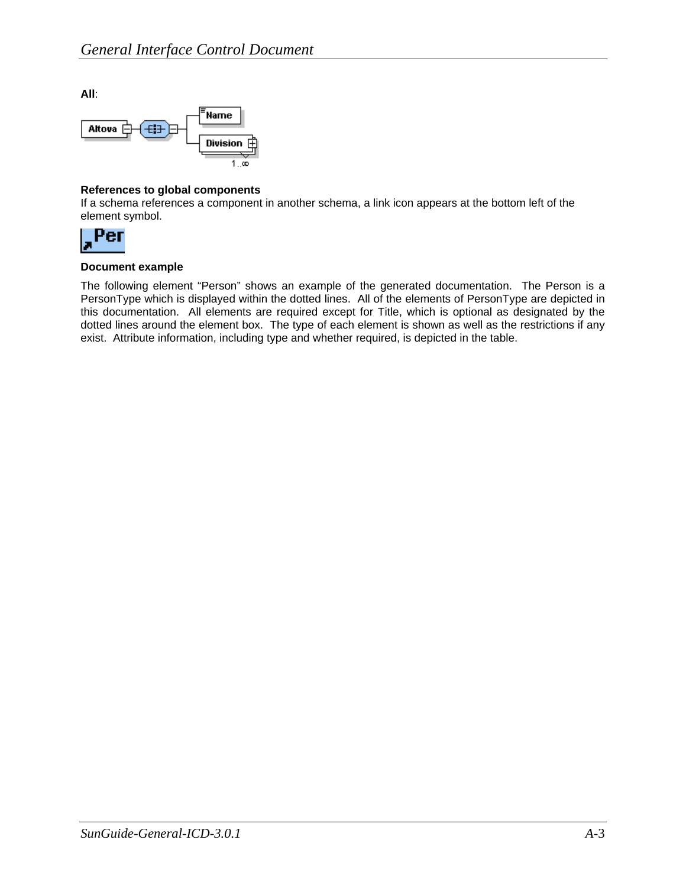**All**:

Altova

Name

Division

1..∞

**References to global components**

If a schema references a component in another schema, a link icon appears at the bottom left of the element symbol.

Per

**Document example**

The following element "Person" shows an example of the generated documentation. The Person is a PersonType which is displayed within the dotted lines. All of the elements of PersonType are depicted in this documentation. All elements are required except for Title, which is optional as designated by the dotted lines around the element box. The type of each element is shown as well as the restrictions if any exist. Attribute information, including type and whether required, is depicted in the table.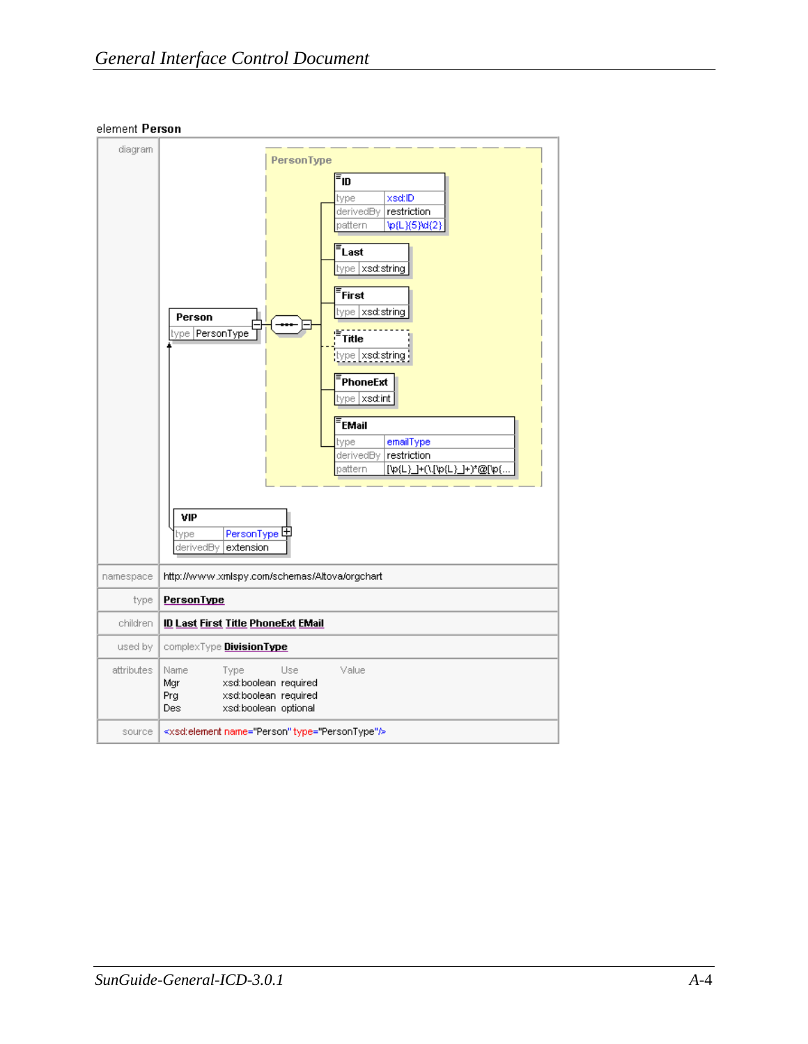element **Person**

| | |
|---|---|
| diagram | PersonType<br>ID — type xsd:ID, derivedBy restriction, pattern \p{L}{5}\d{2}<br>Last — type xsd:string<br>First — type xsd:string<br>Title — type xsd:string<br>PhoneExt — type xsd:int<br>EMail — type emailType, derivedBy restriction, pattern [\p{L}_]+(\.[\p{L}_]+)*@[\p{...<br>Person — type PersonType<br>VIP — type PersonType, derivedBy extension |
| namespace | http://www.xmlspy.com/schemas/Altova/orgchart |
| type | **PersonType** |
| children | **ID Last First Title PhoneExt EMail** |
| used by | complexType **DivisionType** |
| attributes | Name / Type / Use / Value<br>Mgr / xsd:boolean / required<br>Prg / xsd:boolean / required<br>Des / xsd:boolean / optional |
| source | `<xsd:element name="Person" type="PersonType"/>` |